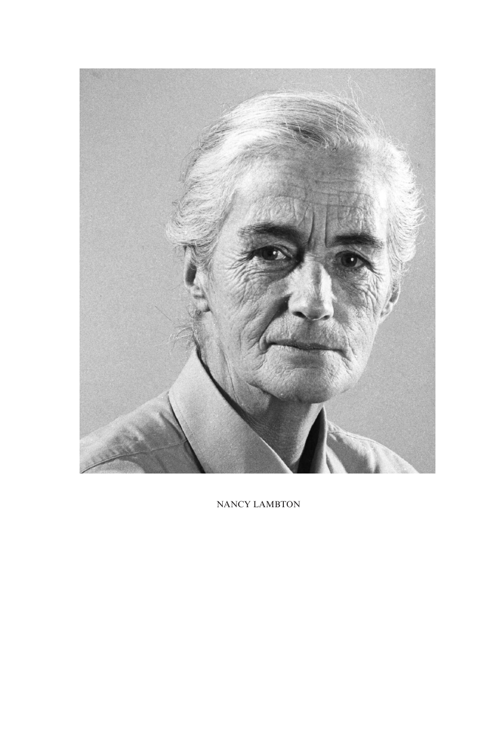NANCY LAMBTON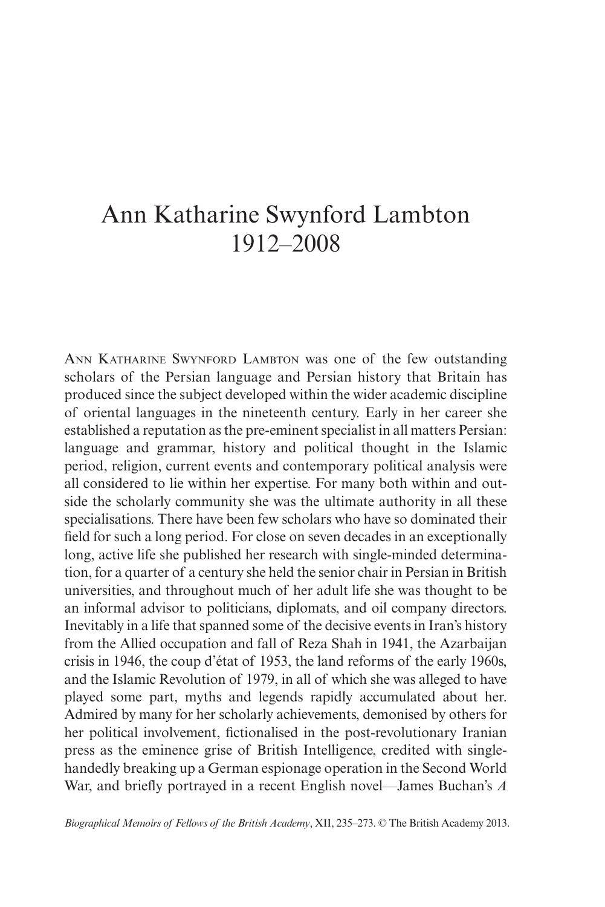# Ann Katharine Swynford Lambton
# 1912–2008

Ann Katharine Swynford Lambton was one of the few outstanding scholars of the Persian language and Persian history that Britain has produced since the subject developed within the wider academic discipline of oriental languages in the nineteenth century. Early in her career she established a reputation as the pre-eminent specialist in all matters Persian: language and grammar, history and political thought in the Islamic period, religion, current events and contemporary political analysis were all considered to lie within her expertise. For many both within and outside the scholarly community she was the ultimate authority in all these specialisations. There have been few scholars who have so dominated their field for such a long period. For close on seven decades in an exceptionally long, active life she published her research with single-minded determination, for a quarter of a century she held the senior chair in Persian in British universities, and throughout much of her adult life she was thought to be an informal advisor to politicians, diplomats, and oil company directors. Inevitably in a life that spanned some of the decisive events in Iran's history from the Allied occupation and fall of Reza Shah in 1941, the Azarbaijan crisis in 1946, the coup d'état of 1953, the land reforms of the early 1960s, and the Islamic Revolution of 1979, in all of which she was alleged to have played some part, myths and legends rapidly accumulated about her. Admired by many for her scholarly achievements, demonised by others for her political involvement, fictionalised in the post-revolutionary Iranian press as the eminence grise of British Intelligence, credited with single-handedly breaking up a German espionage operation in the Second World War, and briefly portrayed in a recent English novel—James Buchan's *A*

*Biographical Memoirs of Fellows of the British Academy*, XII, 235–273. © The British Academy 2013.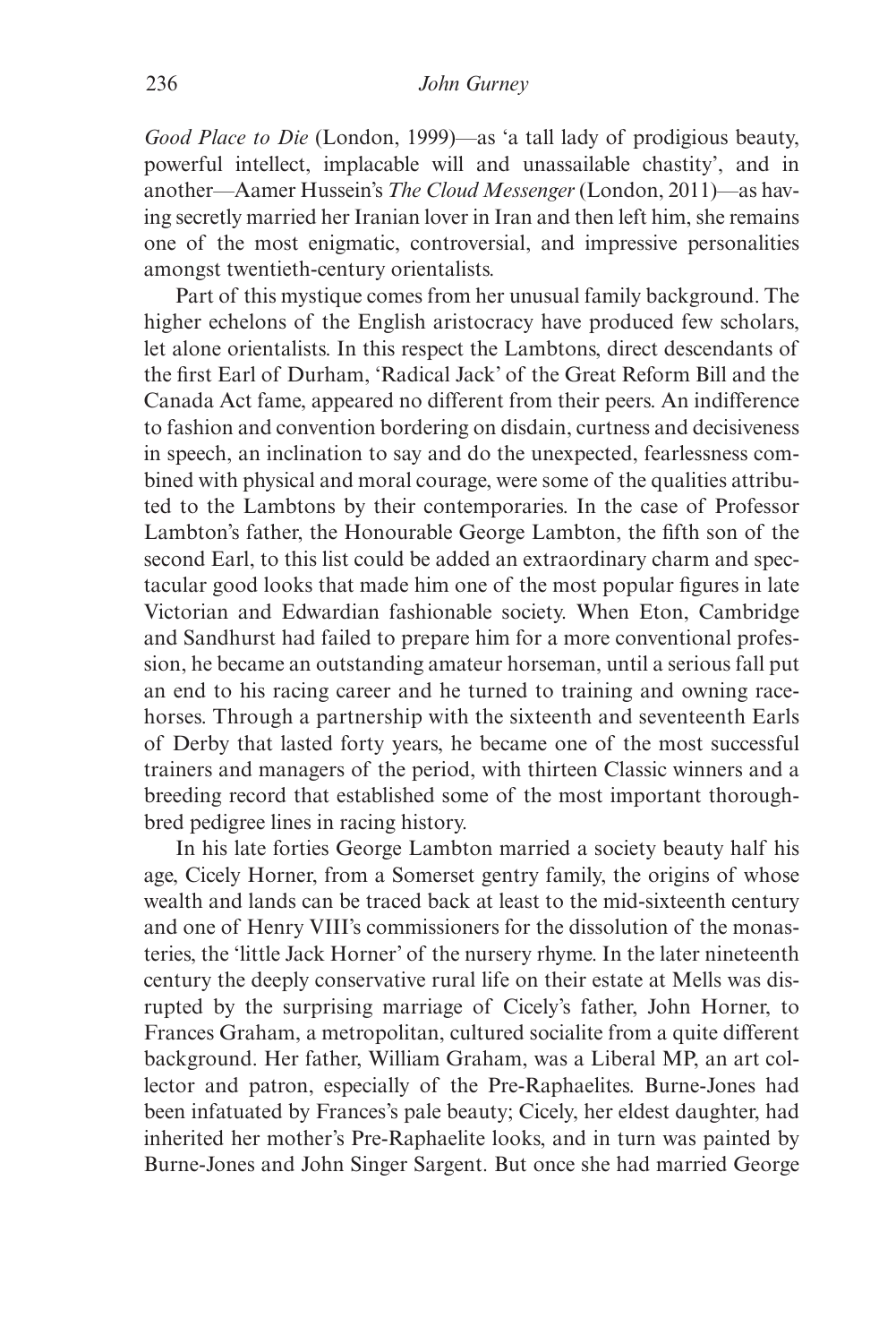*Good Place to Die* (London, 1999)—as 'a tall lady of prodigious beauty, powerful intellect, implacable will and unassailable chastity', and in another—Aamer Hussein's *The Cloud Messenger* (London, 2011)—as having secretly married her Iranian lover in Iran and then left him, she remains one of the most enigmatic, controversial, and impressive personalities amongst twentieth-century orientalists.

Part of this mystique comes from her unusual family background. The higher echelons of the English aristocracy have produced few scholars, let alone orientalists. In this respect the Lambtons, direct descendants of the first Earl of Durham, 'Radical Jack' of the Great Reform Bill and the Canada Act fame, appeared no different from their peers. An indifference to fashion and convention bordering on disdain, curtness and decisiveness in speech, an inclination to say and do the unexpected, fearlessness combined with physical and moral courage, were some of the qualities attributed to the Lambtons by their contemporaries. In the case of Professor Lambton's father, the Honourable George Lambton, the fifth son of the second Earl, to this list could be added an extraordinary charm and spectacular good looks that made him one of the most popular figures in late Victorian and Edwardian fashionable society. When Eton, Cambridge and Sandhurst had failed to prepare him for a more conventional profession, he became an outstanding amateur horseman, until a serious fall put an end to his racing career and he turned to training and owning racehorses. Through a partnership with the sixteenth and seventeenth Earls of Derby that lasted forty years, he became one of the most successful trainers and managers of the period, with thirteen Classic winners and a breeding record that established some of the most important thoroughbred pedigree lines in racing history.

In his late forties George Lambton married a society beauty half his age, Cicely Horner, from a Somerset gentry family, the origins of whose wealth and lands can be traced back at least to the mid-sixteenth century and one of Henry VIII's commissioners for the dissolution of the monasteries, the 'little Jack Horner' of the nursery rhyme. In the later nineteenth century the deeply conservative rural life on their estate at Mells was disrupted by the surprising marriage of Cicely's father, John Horner, to Frances Graham, a metropolitan, cultured socialite from a quite different background. Her father, William Graham, was a Liberal MP, an art collector and patron, especially of the Pre-Raphaelites. Burne-Jones had been infatuated by Frances's pale beauty; Cicely, her eldest daughter, had inherited her mother's Pre-Raphaelite looks, and in turn was painted by Burne-Jones and John Singer Sargent. But once she had married George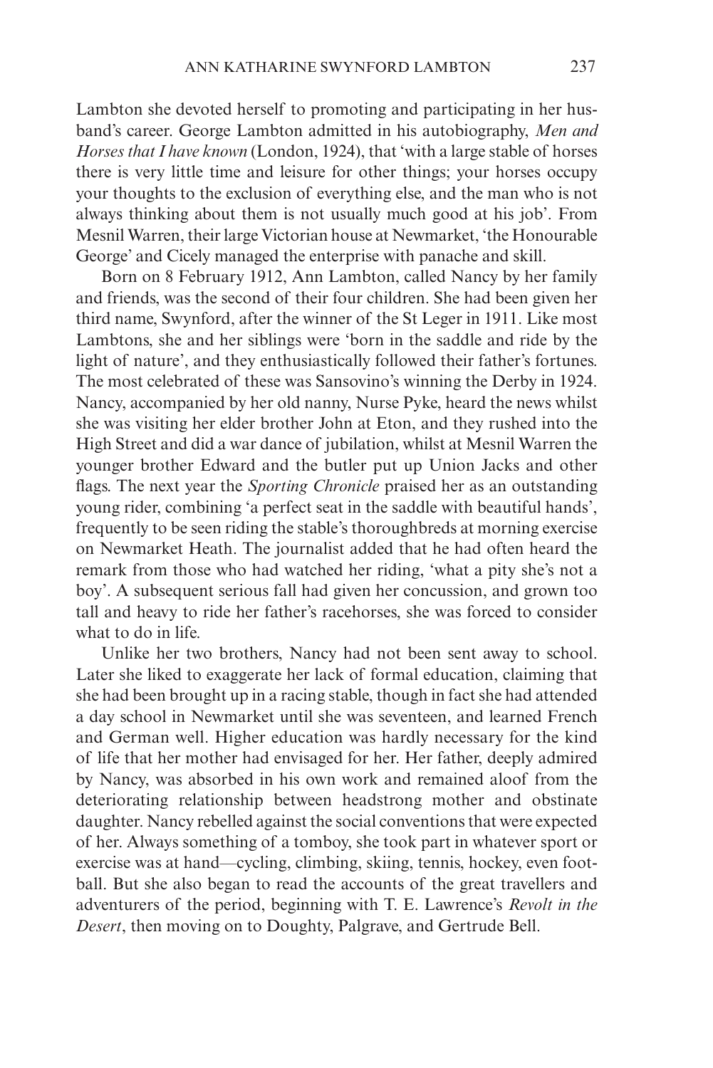Lambton she devoted herself to promoting and participating in her husband's career. George Lambton admitted in his autobiography, *Men and Horses that I have known* (London, 1924), that 'with a large stable of horses there is very little time and leisure for other things; your horses occupy your thoughts to the exclusion of everything else, and the man who is not always thinking about them is not usually much good at his job'. From Mesnil Warren, their large Victorian house at Newmarket, 'the Honourable George' and Cicely managed the enterprise with panache and skill.

Born on 8 February 1912, Ann Lambton, called Nancy by her family and friends, was the second of their four children. She had been given her third name, Swynford, after the winner of the St Leger in 1911. Like most Lambtons, she and her siblings were 'born in the saddle and ride by the light of nature', and they enthusiastically followed their father's fortunes. The most celebrated of these was Sansovino's winning the Derby in 1924. Nancy, accompanied by her old nanny, Nurse Pyke, heard the news whilst she was visiting her elder brother John at Eton, and they rushed into the High Street and did a war dance of jubilation, whilst at Mesnil Warren the younger brother Edward and the butler put up Union Jacks and other flags. The next year the *Sporting Chronicle* praised her as an outstanding young rider, combining 'a perfect seat in the saddle with beautiful hands', frequently to be seen riding the stable's thoroughbreds at morning exercise on Newmarket Heath. The journalist added that he had often heard the remark from those who had watched her riding, 'what a pity she's not a boy'. A subsequent serious fall had given her concussion, and grown too tall and heavy to ride her father's racehorses, she was forced to consider what to do in life.

Unlike her two brothers, Nancy had not been sent away to school. Later she liked to exaggerate her lack of formal education, claiming that she had been brought up in a racing stable, though in fact she had attended a day school in Newmarket until she was seventeen, and learned French and German well. Higher education was hardly necessary for the kind of life that her mother had envisaged for her. Her father, deeply admired by Nancy, was absorbed in his own work and remained aloof from the deteriorating relationship between headstrong mother and obstinate daughter. Nancy rebelled against the social conventions that were expected of her. Always something of a tomboy, she took part in whatever sport or exercise was at hand—cycling, climbing, skiing, tennis, hockey, even football. But she also began to read the accounts of the great travellers and adventurers of the period, beginning with T. E. Lawrence's *Revolt in the Desert*, then moving on to Doughty, Palgrave, and Gertrude Bell.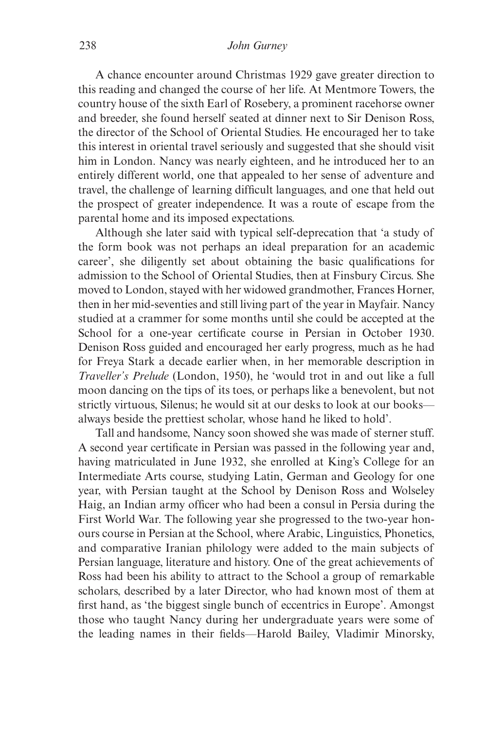A chance encounter around Christmas 1929 gave greater direction to this reading and changed the course of her life. At Mentmore Towers, the country house of the sixth Earl of Rosebery, a prominent racehorse owner and breeder, she found herself seated at dinner next to Sir Denison Ross, the director of the School of Oriental Studies. He encouraged her to take this interest in oriental travel seriously and suggested that she should visit him in London. Nancy was nearly eighteen, and he introduced her to an entirely different world, one that appealed to her sense of adventure and travel, the challenge of learning difficult languages, and one that held out the prospect of greater independence. It was a route of escape from the parental home and its imposed expectations.

Although she later said with typical self-deprecation that 'a study of the form book was not perhaps an ideal preparation for an academic career', she diligently set about obtaining the basic qualifications for admission to the School of Oriental Studies, then at Finsbury Circus. She moved to London, stayed with her widowed grandmother, Frances Horner, then in her mid-seventies and still living part of the year in Mayfair. Nancy studied at a crammer for some months until she could be accepted at the School for a one-year certificate course in Persian in October 1930. Denison Ross guided and encouraged her early progress, much as he had for Freya Stark a decade earlier when, in her memorable description in *Traveller's Prelude* (London, 1950), he 'would trot in and out like a full moon dancing on the tips of its toes, or perhaps like a benevolent, but not strictly virtuous, Silenus; he would sit at our desks to look at our books—always beside the prettiest scholar, whose hand he liked to hold'.

Tall and handsome, Nancy soon showed she was made of sterner stuff. A second year certificate in Persian was passed in the following year and, having matriculated in June 1932, she enrolled at King's College for an Intermediate Arts course, studying Latin, German and Geology for one year, with Persian taught at the School by Denison Ross and Wolseley Haig, an Indian army officer who had been a consul in Persia during the First World War. The following year she progressed to the two-year honours course in Persian at the School, where Arabic, Linguistics, Phonetics, and comparative Iranian philology were added to the main subjects of Persian language, literature and history. One of the great achievements of Ross had been his ability to attract to the School a group of remarkable scholars, described by a later Director, who had known most of them at first hand, as 'the biggest single bunch of eccentrics in Europe'. Amongst those who taught Nancy during her undergraduate years were some of the leading names in their fields—Harold Bailey, Vladimir Minorsky,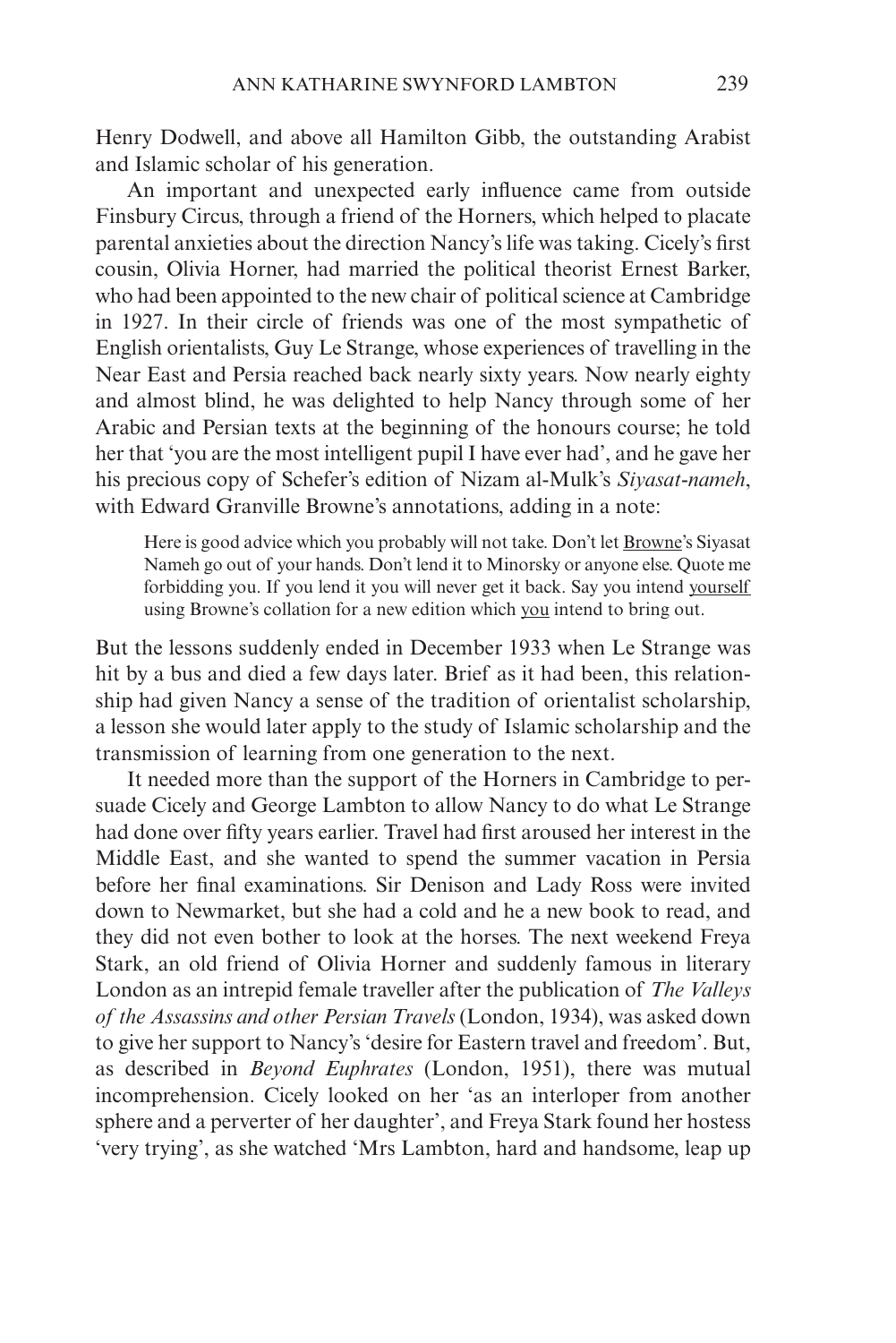Henry Dodwell, and above all Hamilton Gibb, the outstanding Arabist and Islamic scholar of his generation.

An important and unexpected early influence came from outside Finsbury Circus, through a friend of the Horners, which helped to placate parental anxieties about the direction Nancy's life was taking. Cicely's first cousin, Olivia Horner, had married the political theorist Ernest Barker, who had been appointed to the new chair of political science at Cambridge in 1927. In their circle of friends was one of the most sympathetic of English orientalists, Guy Le Strange, whose experiences of travelling in the Near East and Persia reached back nearly sixty years. Now nearly eighty and almost blind, he was delighted to help Nancy through some of her Arabic and Persian texts at the beginning of the honours course; he told her that 'you are the most intelligent pupil I have ever had', and he gave her his precious copy of Schefer's edition of Nizam al-Mulk's *Siyasat-nameh*, with Edward Granville Browne's annotations, adding in a note:

> Here is good advice which you probably will not take. Don't let <u>Browne</u>'s Siyasat Nameh go out of your hands. Don't lend it to Minorsky or anyone else. Quote me forbidding you. If you lend it you will never get it back. Say you intend <u>yourself</u> using Browne's collation for a new edition which <u>you</u> intend to bring out.

But the lessons suddenly ended in December 1933 when Le Strange was hit by a bus and died a few days later. Brief as it had been, this relationship had given Nancy a sense of the tradition of orientalist scholarship, a lesson she would later apply to the study of Islamic scholarship and the transmission of learning from one generation to the next.

It needed more than the support of the Horners in Cambridge to persuade Cicely and George Lambton to allow Nancy to do what Le Strange had done over fifty years earlier. Travel had first aroused her interest in the Middle East, and she wanted to spend the summer vacation in Persia before her final examinations. Sir Denison and Lady Ross were invited down to Newmarket, but she had a cold and he a new book to read, and they did not even bother to look at the horses. The next weekend Freya Stark, an old friend of Olivia Horner and suddenly famous in literary London as an intrepid female traveller after the publication of *The Valleys of the Assassins and other Persian Travels* (London, 1934), was asked down to give her support to Nancy's 'desire for Eastern travel and freedom'. But, as described in *Beyond Euphrates* (London, 1951), there was mutual incomprehension. Cicely looked on her 'as an interloper from another sphere and a perverter of her daughter', and Freya Stark found her hostess 'very trying', as she watched 'Mrs Lambton, hard and handsome, leap up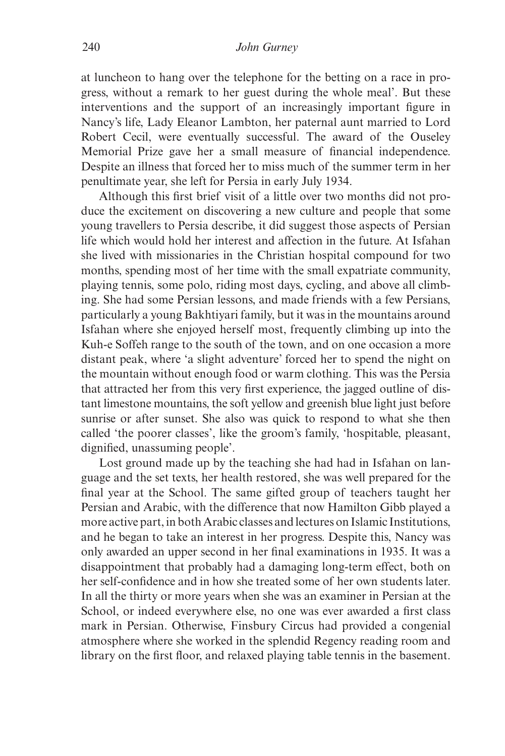at luncheon to hang over the telephone for the betting on a race in progress, without a remark to her guest during the whole meal'. But these interventions and the support of an increasingly important figure in Nancy's life, Lady Eleanor Lambton, her paternal aunt married to Lord Robert Cecil, were eventually successful. The award of the Ouseley Memorial Prize gave her a small measure of financial independence. Despite an illness that forced her to miss much of the summer term in her penultimate year, she left for Persia in early July 1934.

Although this first brief visit of a little over two months did not produce the excitement on discovering a new culture and people that some young travellers to Persia describe, it did suggest those aspects of Persian life which would hold her interest and affection in the future. At Isfahan she lived with missionaries in the Christian hospital compound for two months, spending most of her time with the small expatriate community, playing tennis, some polo, riding most days, cycling, and above all climbing. She had some Persian lessons, and made friends with a few Persians, particularly a young Bakhtiyari family, but it was in the mountains around Isfahan where she enjoyed herself most, frequently climbing up into the Kuh-e Soffeh range to the south of the town, and on one occasion a more distant peak, where 'a slight adventure' forced her to spend the night on the mountain without enough food or warm clothing. This was the Persia that attracted her from this very first experience, the jagged outline of distant limestone mountains, the soft yellow and greenish blue light just before sunrise or after sunset. She also was quick to respond to what she then called 'the poorer classes', like the groom's family, 'hospitable, pleasant, dignified, unassuming people'.

Lost ground made up by the teaching she had had in Isfahan on language and the set texts, her health restored, she was well prepared for the final year at the School. The same gifted group of teachers taught her Persian and Arabic, with the difference that now Hamilton Gibb played a more active part, in both Arabic classes and lectures on Islamic Institutions, and he began to take an interest in her progress. Despite this, Nancy was only awarded an upper second in her final examinations in 1935. It was a disappointment that probably had a damaging long-term effect, both on her self-confidence and in how she treated some of her own students later. In all the thirty or more years when she was an examiner in Persian at the School, or indeed everywhere else, no one was ever awarded a first class mark in Persian. Otherwise, Finsbury Circus had provided a congenial atmosphere where she worked in the splendid Regency reading room and library on the first floor, and relaxed playing table tennis in the basement.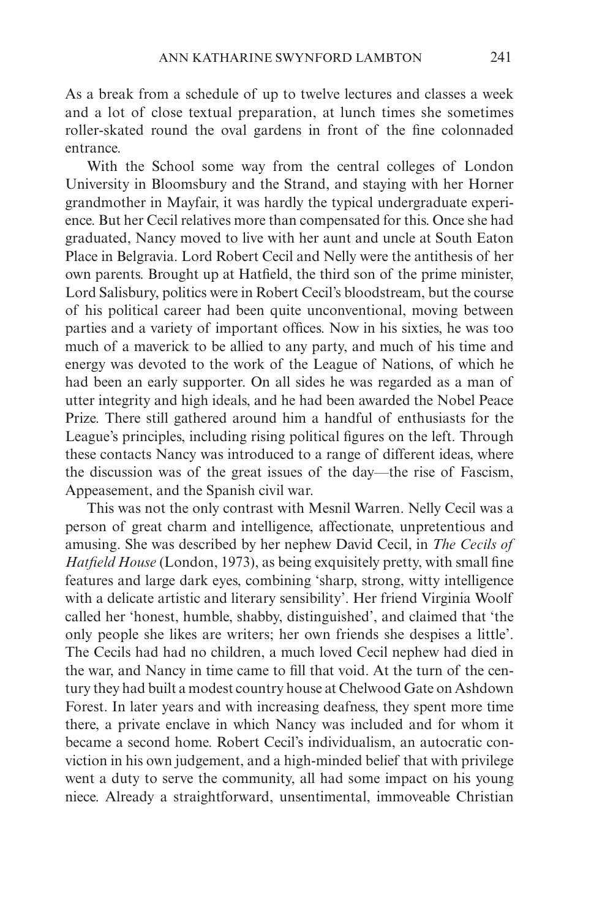As a break from a schedule of up to twelve lectures and classes a week and a lot of close textual preparation, at lunch times she sometimes roller-skated round the oval gardens in front of the fine colonnaded entrance.

With the School some way from the central colleges of London University in Bloomsbury and the Strand, and staying with her Horner grandmother in Mayfair, it was hardly the typical undergraduate experience. But her Cecil relatives more than compensated for this. Once she had graduated, Nancy moved to live with her aunt and uncle at South Eaton Place in Belgravia. Lord Robert Cecil and Nelly were the antithesis of her own parents. Brought up at Hatfield, the third son of the prime minister, Lord Salisbury, politics were in Robert Cecil's bloodstream, but the course of his political career had been quite unconventional, moving between parties and a variety of important offices. Now in his sixties, he was too much of a maverick to be allied to any party, and much of his time and energy was devoted to the work of the League of Nations, of which he had been an early supporter. On all sides he was regarded as a man of utter integrity and high ideals, and he had been awarded the Nobel Peace Prize. There still gathered around him a handful of enthusiasts for the League's principles, including rising political figures on the left. Through these contacts Nancy was introduced to a range of different ideas, where the discussion was of the great issues of the day—the rise of Fascism, Appeasement, and the Spanish civil war.

This was not the only contrast with Mesnil Warren. Nelly Cecil was a person of great charm and intelligence, affectionate, unpretentious and amusing. She was described by her nephew David Cecil, in *The Cecils of Hatfield House* (London, 1973), as being exquisitely pretty, with small fine features and large dark eyes, combining 'sharp, strong, witty intelligence with a delicate artistic and literary sensibility'. Her friend Virginia Woolf called her 'honest, humble, shabby, distinguished', and claimed that 'the only people she likes are writers; her own friends she despises a little'. The Cecils had had no children, a much loved Cecil nephew had died in the war, and Nancy in time came to fill that void. At the turn of the century they had built a modest country house at Chelwood Gate on Ashdown Forest. In later years and with increasing deafness, they spent more time there, a private enclave in which Nancy was included and for whom it became a second home. Robert Cecil's individualism, an autocratic conviction in his own judgement, and a high-minded belief that with privilege went a duty to serve the community, all had some impact on his young niece. Already a straightforward, unsentimental, immoveable Christian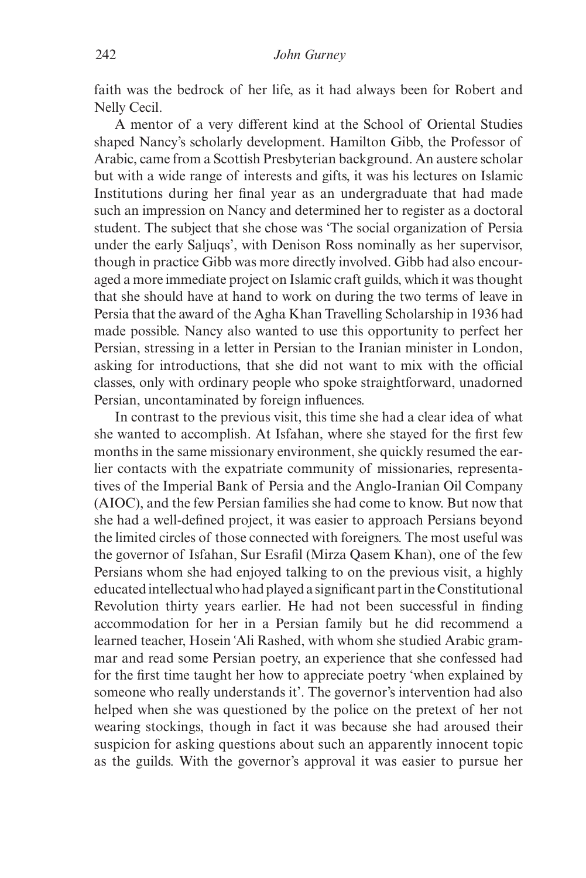faith was the bedrock of her life, as it had always been for Robert and Nelly Cecil.

A mentor of a very different kind at the School of Oriental Studies shaped Nancy's scholarly development. Hamilton Gibb, the Professor of Arabic, came from a Scottish Presbyterian background. An austere scholar but with a wide range of interests and gifts, it was his lectures on Islamic Institutions during her final year as an undergraduate that had made such an impression on Nancy and determined her to register as a doctoral student. The subject that she chose was 'The social organization of Persia under the early Saljuqs', with Denison Ross nominally as her supervisor, though in practice Gibb was more directly involved. Gibb had also encouraged a more immediate project on Islamic craft guilds, which it was thought that she should have at hand to work on during the two terms of leave in Persia that the award of the Agha Khan Travelling Scholarship in 1936 had made possible. Nancy also wanted to use this opportunity to perfect her Persian, stressing in a letter in Persian to the Iranian minister in London, asking for introductions, that she did not want to mix with the official classes, only with ordinary people who spoke straightforward, unadorned Persian, uncontaminated by foreign influences.

In contrast to the previous visit, this time she had a clear idea of what she wanted to accomplish. At Isfahan, where she stayed for the first few months in the same missionary environment, she quickly resumed the earlier contacts with the expatriate community of missionaries, representatives of the Imperial Bank of Persia and the Anglo-Iranian Oil Company (AIOC), and the few Persian families she had come to know. But now that she had a well-defined project, it was easier to approach Persians beyond the limited circles of those connected with foreigners. The most useful was the governor of Isfahan, Sur Esrafil (Mirza Qasem Khan), one of the few Persians whom she had enjoyed talking to on the previous visit, a highly educated intellectual who had played a significant part in the Constitutional Revolution thirty years earlier. He had not been successful in finding accommodation for her in a Persian family but he did recommend a learned teacher, Hosein ʿAli Rashed, with whom she studied Arabic grammar and read some Persian poetry, an experience that she confessed had for the first time taught her how to appreciate poetry 'when explained by someone who really understands it'. The governor's intervention had also helped when she was questioned by the police on the pretext of her not wearing stockings, though in fact it was because she had aroused their suspicion for asking questions about such an apparently innocent topic as the guilds. With the governor's approval it was easier to pursue her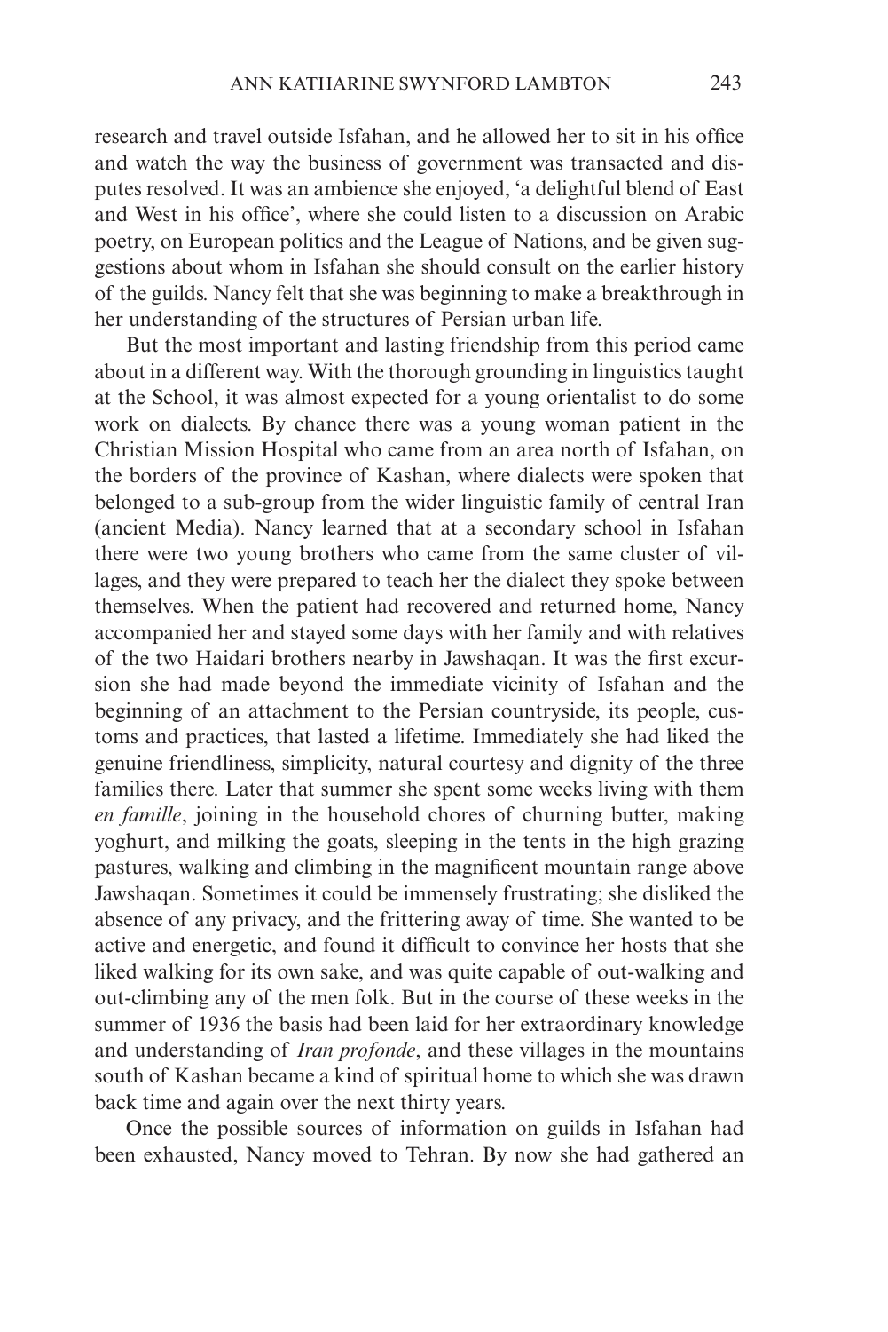research and travel outside Isfahan, and he allowed her to sit in his office and watch the way the business of government was transacted and disputes resolved. It was an ambience she enjoyed, 'a delightful blend of East and West in his office', where she could listen to a discussion on Arabic poetry, on European politics and the League of Nations, and be given suggestions about whom in Isfahan she should consult on the earlier history of the guilds. Nancy felt that she was beginning to make a breakthrough in her understanding of the structures of Persian urban life.

But the most important and lasting friendship from this period came about in a different way. With the thorough grounding in linguistics taught at the School, it was almost expected for a young orientalist to do some work on dialects. By chance there was a young woman patient in the Christian Mission Hospital who came from an area north of Isfahan, on the borders of the province of Kashan, where dialects were spoken that belonged to a sub-group from the wider linguistic family of central Iran (ancient Media). Nancy learned that at a secondary school in Isfahan there were two young brothers who came from the same cluster of villages, and they were prepared to teach her the dialect they spoke between themselves. When the patient had recovered and returned home, Nancy accompanied her and stayed some days with her family and with relatives of the two Haidari brothers nearby in Jawshaqan. It was the first excursion she had made beyond the immediate vicinity of Isfahan and the beginning of an attachment to the Persian countryside, its people, customs and practices, that lasted a lifetime. Immediately she had liked the genuine friendliness, simplicity, natural courtesy and dignity of the three families there. Later that summer she spent some weeks living with them *en famille*, joining in the household chores of churning butter, making yoghurt, and milking the goats, sleeping in the tents in the high grazing pastures, walking and climbing in the magnificent mountain range above Jawshaqan. Sometimes it could be immensely frustrating; she disliked the absence of any privacy, and the frittering away of time. She wanted to be active and energetic, and found it difficult to convince her hosts that she liked walking for its own sake, and was quite capable of out-walking and out-climbing any of the men folk. But in the course of these weeks in the summer of 1936 the basis had been laid for her extraordinary knowledge and understanding of *Iran profonde*, and these villages in the mountains south of Kashan became a kind of spiritual home to which she was drawn back time and again over the next thirty years.

Once the possible sources of information on guilds in Isfahan had been exhausted, Nancy moved to Tehran. By now she had gathered an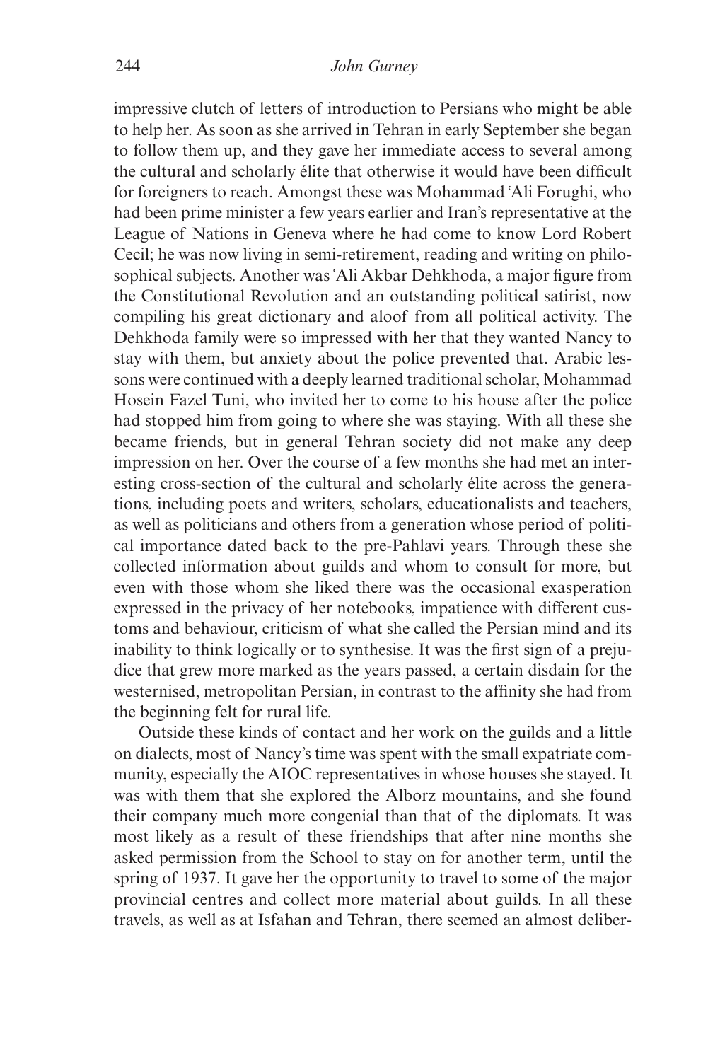impressive clutch of letters of introduction to Persians who might be able to help her. As soon as she arrived in Tehran in early September she began to follow them up, and they gave her immediate access to several among the cultural and scholarly élite that otherwise it would have been difficult for foreigners to reach. Amongst these was Mohammad ʿAli Foroughi, who had been prime minister a few years earlier and Iran's representative at the League of Nations in Geneva where he had come to know Lord Robert Cecil; he was now living in semi-retirement, reading and writing on philosophical subjects. Another was ʿAli Akbar Dehkhoda, a major figure from the Constitutional Revolution and an outstanding political satirist, now compiling his great dictionary and aloof from all political activity. The Dehkhoda family were so impressed with her that they wanted Nancy to stay with them, but anxiety about the police prevented that. Arabic lessons were continued with a deeply learned traditional scholar, Mohammad Hosein Fazel Tuni, who invited her to come to his house after the police had stopped him from going to where she was staying. With all these she became friends, but in general Tehran society did not make any deep impression on her. Over the course of a few months she had met an interesting cross-section of the cultural and scholarly élite across the generations, including poets and writers, scholars, educationalists and teachers, as well as politicians and others from a generation whose period of political importance dated back to the pre-Pahlavi years. Through these she collected information about guilds and whom to consult for more, but even with those whom she liked there was the occasional exasperation expressed in the privacy of her notebooks, impatience with different customs and behaviour, criticism of what she called the Persian mind and its inability to think logically or to synthesise. It was the first sign of a prejudice that grew more marked as the years passed, a certain disdain for the westernised, metropolitan Persian, in contrast to the affinity she had from the beginning felt for rural life.

Outside these kinds of contact and her work on the guilds and a little on dialects, most of Nancy's time was spent with the small expatriate community, especially the AIOC representatives in whose houses she stayed. It was with them that she explored the Alborz mountains, and she found their company much more congenial than that of the diplomats. It was most likely as a result of these friendships that after nine months she asked permission from the School to stay on for another term, until the spring of 1937. It gave her the opportunity to travel to some of the major provincial centres and collect more material about guilds. In all these travels, as well as at Isfahan and Tehran, there seemed an almost deliber-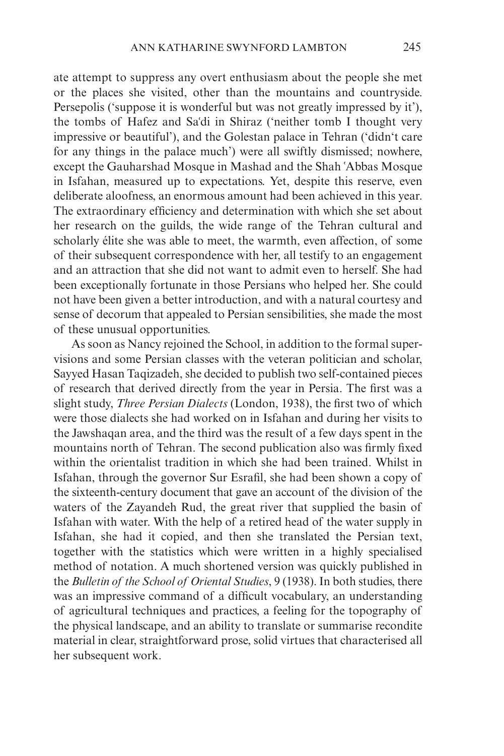ate attempt to suppress any overt enthusiasm about the people she met or the places she visited, other than the mountains and countryside. Persepolis ('suppose it is wonderful but was not greatly impressed by it'), the tombs of Hafez and Sa'di in Shiraz ('neither tomb I thought very impressive or beautiful'), and the Golestan palace in Tehran ('didn't care for any things in the palace much') were all swiftly dismissed; nowhere, except the Gauharshad Mosque in Mashad and the Shah 'Abbas Mosque in Isfahan, measured up to expectations. Yet, despite this reserve, even deliberate aloofness, an enormous amount had been achieved in this year. The extraordinary efficiency and determination with which she set about her research on the guilds, the wide range of the Tehran cultural and scholarly élite she was able to meet, the warmth, even affection, of some of their subsequent correspondence with her, all testify to an engagement and an attraction that she did not want to admit even to herself. She had been exceptionally fortunate in those Persians who helped her. She could not have been given a better introduction, and with a natural courtesy and sense of decorum that appealed to Persian sensibilities, she made the most of these unusual opportunities.

As soon as Nancy rejoined the School, in addition to the formal supervisions and some Persian classes with the veteran politician and scholar, Sayyed Hasan Taqizadeh, she decided to publish two self-contained pieces of research that derived directly from the year in Persia. The first was a slight study, *Three Persian Dialects* (London, 1938), the first two of which were those dialects she had worked on in Isfahan and during her visits to the Jawshaqan area, and the third was the result of a few days spent in the mountains north of Tehran. The second publication also was firmly fixed within the orientalist tradition in which she had been trained. Whilst in Isfahan, through the governor Sur Esrafil, she had been shown a copy of the sixteenth-century document that gave an account of the division of the waters of the Zayandeh Rud, the great river that supplied the basin of Isfahan with water. With the help of a retired head of the water supply in Isfahan, she had it copied, and then she translated the Persian text, together with the statistics which were written in a highly specialised method of notation. A much shortened version was quickly published in the *Bulletin of the School of Oriental Studies*, 9 (1938). In both studies, there was an impressive command of a difficult vocabulary, an understanding of agricultural techniques and practices, a feeling for the topography of the physical landscape, and an ability to translate or summarise recondite material in clear, straightforward prose, solid virtues that characterised all her subsequent work.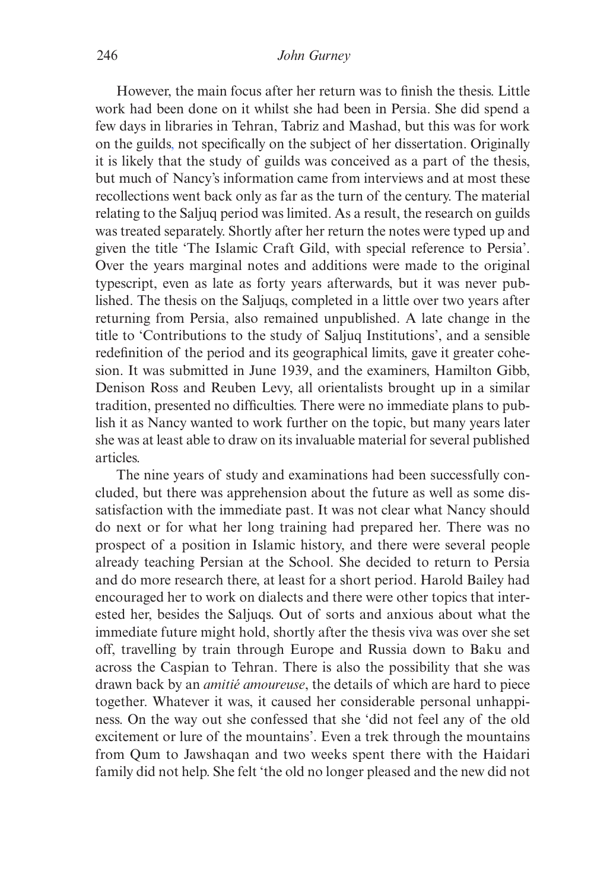However, the main focus after her return was to finish the thesis. Little work had been done on it whilst she had been in Persia. She did spend a few days in libraries in Tehran, Tabriz and Mashad, but this was for work on the guilds, not specifically on the subject of her dissertation. Originally it is likely that the study of guilds was conceived as a part of the thesis, but much of Nancy's information came from interviews and at most these recollections went back only as far as the turn of the century. The material relating to the Saljuq period was limited. As a result, the research on guilds was treated separately. Shortly after her return the notes were typed up and given the title 'The Islamic Craft Gild, with special reference to Persia'. Over the years marginal notes and additions were made to the original typescript, even as late as forty years afterwards, but it was never published. The thesis on the Saljuqs, completed in a little over two years after returning from Persia, also remained unpublished. A late change in the title to 'Contributions to the study of Saljuq Institutions', and a sensible redefinition of the period and its geographical limits, gave it greater cohesion. It was submitted in June 1939, and the examiners, Hamilton Gibb, Denison Ross and Reuben Levy, all orientalists brought up in a similar tradition, presented no difficulties. There were no immediate plans to publish it as Nancy wanted to work further on the topic, but many years later she was at least able to draw on its invaluable material for several published articles.

The nine years of study and examinations had been successfully concluded, but there was apprehension about the future as well as some dissatisfaction with the immediate past. It was not clear what Nancy should do next or for what her long training had prepared her. There was no prospect of a position in Islamic history, and there were several people already teaching Persian at the School. She decided to return to Persia and do more research there, at least for a short period. Harold Bailey had encouraged her to work on dialects and there were other topics that interested her, besides the Saljuqs. Out of sorts and anxious about what the immediate future might hold, shortly after the thesis viva was over she set off, travelling by train through Europe and Russia down to Baku and across the Caspian to Tehran. There is also the possibility that she was drawn back by an *amitié amoureuse*, the details of which are hard to piece together. Whatever it was, it caused her considerable personal unhappiness. On the way out she confessed that she 'did not feel any of the old excitement or lure of the mountains'. Even a trek through the mountains from Qum to Jawshaqan and two weeks spent there with the Haidari family did not help. She felt 'the old no longer pleased and the new did not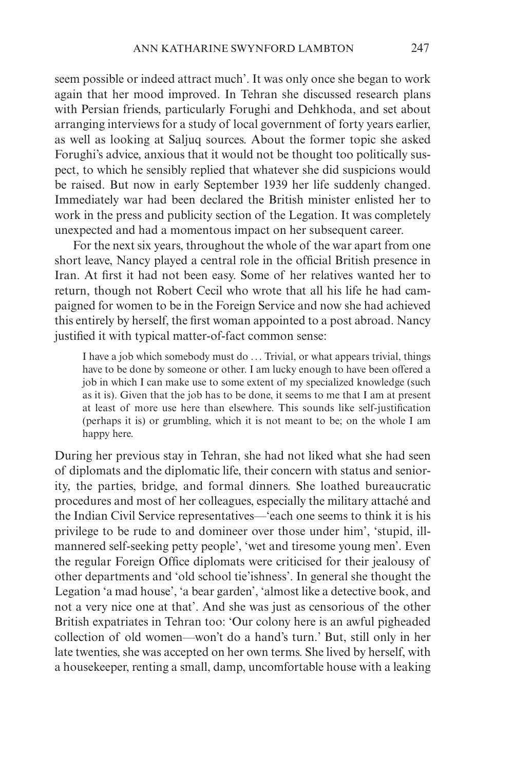seem possible or indeed attract much'. It was only once she began to work again that her mood improved. In Tehran she discussed research plans with Persian friends, particularly Foroughi and Dehkhoda, and set about arranging interviews for a study of local government of forty years earlier, as well as looking at Saljuq sources. About the former topic she asked Foroughi's advice, anxious that it would not be thought too politically suspect, to which he sensibly replied that whatever she did suspicions would be raised. But now in early September 1939 her life suddenly changed. Immediately war had been declared the British minister enlisted her to work in the press and publicity section of the Legation. It was completely unexpected and had a momentous impact on her subsequent career.

For the next six years, throughout the whole of the war apart from one short leave, Nancy played a central role in the official British presence in Iran. At first it had not been easy. Some of her relatives wanted her to return, though not Robert Cecil who wrote that all his life he had campaigned for women to be in the Foreign Service and now she had achieved this entirely by herself, the first woman appointed to a post abroad. Nancy justified it with typical matter-of-fact common sense:

> I have a job which somebody must do ... Trivial, or what appears trivial, things have to be done by someone or other. I am lucky enough to have been offered a job in which I can make use to some extent of my specialized knowledge (such as it is). Given that the job has to be done, it seems to me that I am at present at least of more use here than elsewhere. This sounds like self-justification (perhaps it is) or grumbling, which it is not meant to be; on the whole I am happy here.

During her previous stay in Tehran, she had not liked what she had seen of diplomats and the diplomatic life, their concern with status and seniority, the parties, bridge, and formal dinners. She loathed bureaucratic procedures and most of her colleagues, especially the military attaché and the Indian Civil Service representatives—'each one seems to think it is his privilege to be rude to and domineer over those under him', 'stupid, ill-mannered self-seeking petty people', 'wet and tiresome young men'. Even the regular Foreign Office diplomats were criticised for their jealousy of other departments and 'old school tie'ishness'. In general she thought the Legation 'a mad house', 'a bear garden', 'almost like a detective book, and not a very nice one at that'. And she was just as censorious of the other British expatriates in Tehran too: 'Our colony here is an awful pigheaded collection of old women—won't do a hand's turn.' But, still only in her late twenties, she was accepted on her own terms. She lived by herself, with a housekeeper, renting a small, damp, uncomfortable house with a leaking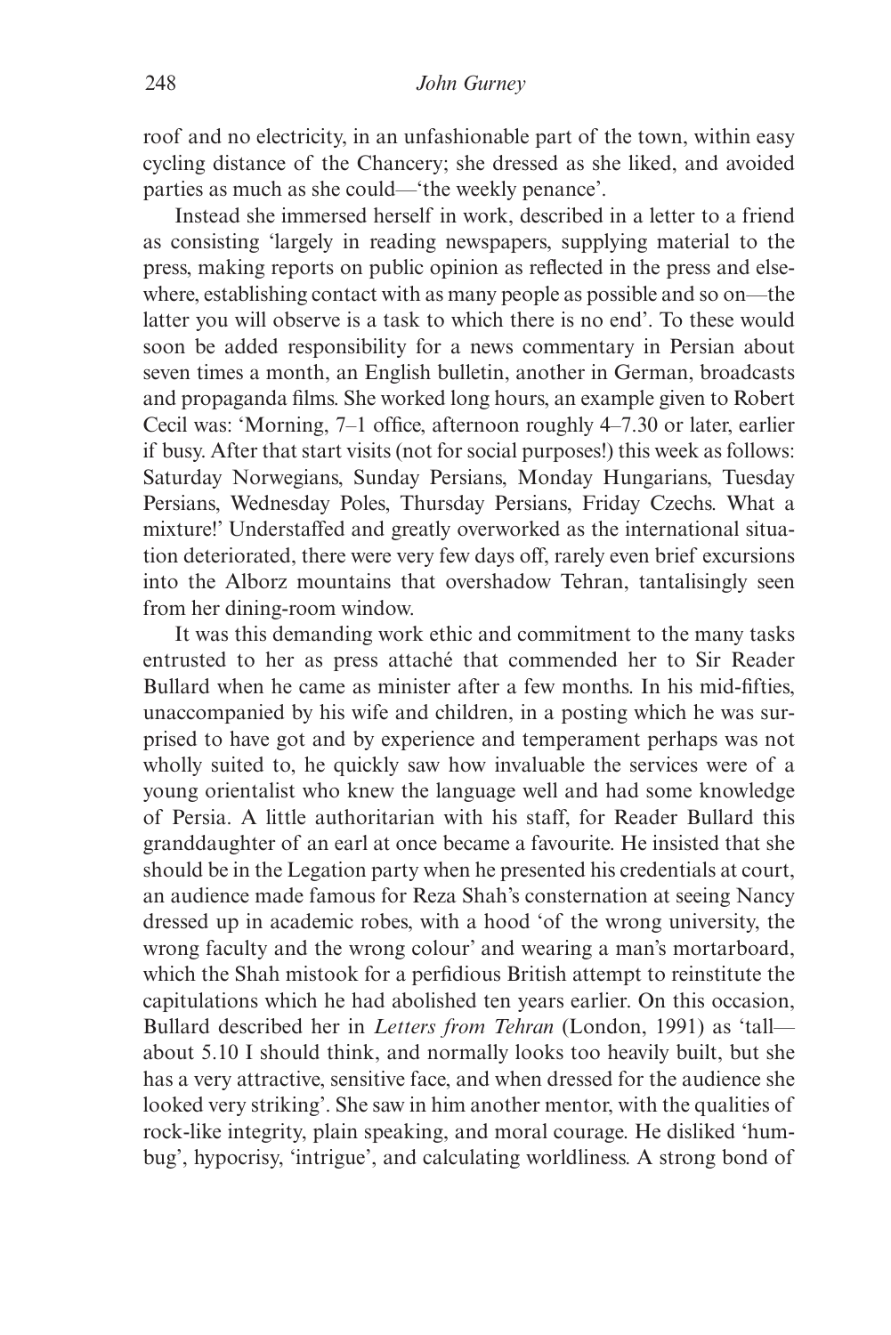roof and no electricity, in an unfashionable part of the town, within easy cycling distance of the Chancery; she dressed as she liked, and avoided parties as much as she could—'the weekly penance'.

Instead she immersed herself in work, described in a letter to a friend as consisting 'largely in reading newspapers, supplying material to the press, making reports on public opinion as reflected in the press and elsewhere, establishing contact with as many people as possible and so on—the latter you will observe is a task to which there is no end'. To these would soon be added responsibility for a news commentary in Persian about seven times a month, an English bulletin, another in German, broadcasts and propaganda films. She worked long hours, an example given to Robert Cecil was: 'Morning, 7–1 office, afternoon roughly 4–7.30 or later, earlier if busy. After that start visits (not for social purposes!) this week as follows: Saturday Norwegians, Sunday Persians, Monday Hungarians, Tuesday Persians, Wednesday Poles, Thursday Persians, Friday Czechs. What a mixture!' Understaffed and greatly overworked as the international situation deteriorated, there were very few days off, rarely even brief excursions into the Alborz mountains that overshadow Tehran, tantalisingly seen from her dining-room window.

It was this demanding work ethic and commitment to the many tasks entrusted to her as press attaché that commended her to Sir Reader Bullard when he came as minister after a few months. In his mid-fifties, unaccompanied by his wife and children, in a posting which he was surprised to have got and by experience and temperament perhaps was not wholly suited to, he quickly saw how invaluable the services were of a young orientalist who knew the language well and had some knowledge of Persia. A little authoritarian with his staff, for Reader Bullard this granddaughter of an earl at once became a favourite. He insisted that she should be in the Legation party when he presented his credentials at court, an audience made famous for Reza Shah's consternation at seeing Nancy dressed up in academic robes, with a hood 'of the wrong university, the wrong faculty and the wrong colour' and wearing a man's mortarboard, which the Shah mistook for a perfidious British attempt to reinstitute the capitulations which he had abolished ten years earlier. On this occasion, Bullard described her in *Letters from Tehran* (London, 1991) as 'tall—about 5.10 I should think, and normally looks too heavily built, but she has a very attractive, sensitive face, and when dressed for the audience she looked very striking'. She saw in him another mentor, with the qualities of rock-like integrity, plain speaking, and moral courage. He disliked 'humbug', hypocrisy, 'intrigue', and calculating worldliness. A strong bond of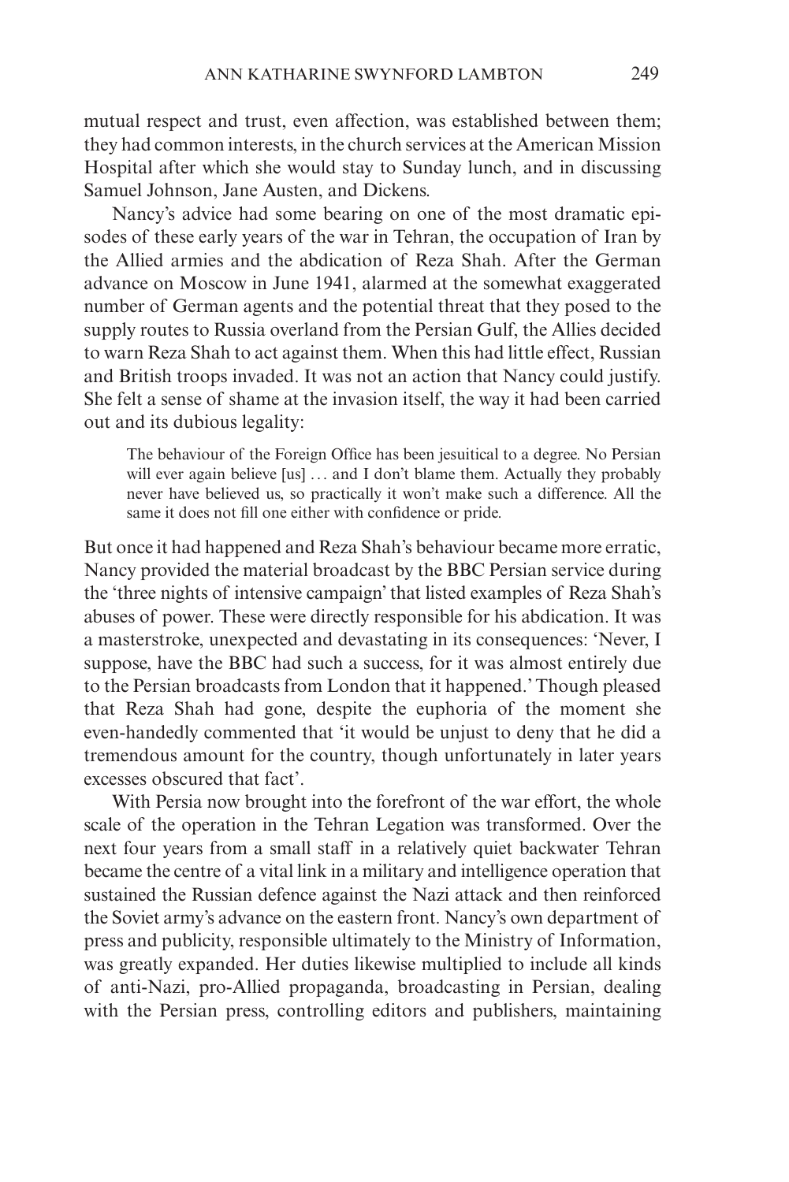mutual respect and trust, even affection, was established between them; they had common interests, in the church services at the American Mission Hospital after which she would stay to Sunday lunch, and in discussing Samuel Johnson, Jane Austen, and Dickens.

Nancy's advice had some bearing on one of the most dramatic episodes of these early years of the war in Tehran, the occupation of Iran by the Allied armies and the abdication of Reza Shah. After the German advance on Moscow in June 1941, alarmed at the somewhat exaggerated number of German agents and the potential threat that they posed to the supply routes to Russia overland from the Persian Gulf, the Allies decided to warn Reza Shah to act against them. When this had little effect, Russian and British troops invaded. It was not an action that Nancy could justify. She felt a sense of shame at the invasion itself, the way it had been carried out and its dubious legality:

> The behaviour of the Foreign Office has been jesuitical to a degree. No Persian will ever again believe [us] … and I don't blame them. Actually they probably never have believed us, so practically it won't make such a difference. All the same it does not fill one either with confidence or pride.

But once it had happened and Reza Shah's behaviour became more erratic, Nancy provided the material broadcast by the BBC Persian service during the 'three nights of intensive campaign' that listed examples of Reza Shah's abuses of power. These were directly responsible for his abdication. It was a masterstroke, unexpected and devastating in its consequences: 'Never, I suppose, have the BBC had such a success, for it was almost entirely due to the Persian broadcasts from London that it happened.' Though pleased that Reza Shah had gone, despite the euphoria of the moment she even-handedly commented that 'it would be unjust to deny that he did a tremendous amount for the country, though unfortunately in later years excesses obscured that fact'.

With Persia now brought into the forefront of the war effort, the whole scale of the operation in the Tehran Legation was transformed. Over the next four years from a small staff in a relatively quiet backwater Tehran became the centre of a vital link in a military and intelligence operation that sustained the Russian defence against the Nazi attack and then reinforced the Soviet army's advance on the eastern front. Nancy's own department of press and publicity, responsible ultimately to the Ministry of Information, was greatly expanded. Her duties likewise multiplied to include all kinds of anti-Nazi, pro-Allied propaganda, broadcasting in Persian, dealing with the Persian press, controlling editors and publishers, maintaining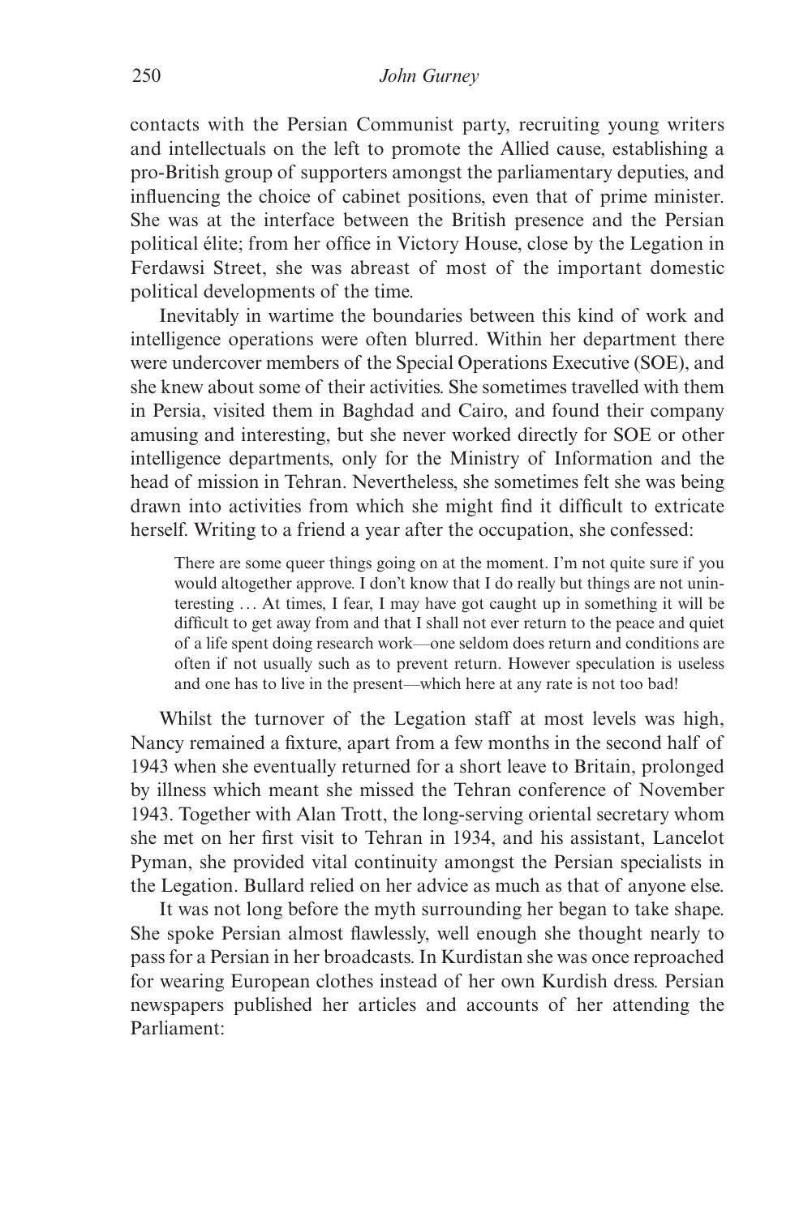contacts with the Persian Communist party, recruiting young writers and intellectuals on the left to promote the Allied cause, establishing a pro-British group of supporters amongst the parliamentary deputies, and influencing the choice of cabinet positions, even that of prime minister. She was at the interface between the British presence and the Persian political élite; from her office in Victory House, close by the Legation in Ferdawsi Street, she was abreast of most of the important domestic political developments of the time.

Inevitably in wartime the boundaries between this kind of work and intelligence operations were often blurred. Within her department there were undercover members of the Special Operations Executive (SOE), and she knew about some of their activities. She sometimes travelled with them in Persia, visited them in Baghdad and Cairo, and found their company amusing and interesting, but she never worked directly for SOE or other intelligence departments, only for the Ministry of Information and the head of mission in Tehran. Nevertheless, she sometimes felt she was being drawn into activities from which she might find it difficult to extricate herself. Writing to a friend a year after the occupation, she confessed:

> There are some queer things going on at the moment. I'm not quite sure if you would altogether approve. I don't know that I do really but things are not uninteresting … At times, I fear, I may have got caught up in something it will be difficult to get away from and that I shall not ever return to the peace and quiet of a life spent doing research work—one seldom does return and conditions are often if not usually such as to prevent return. However speculation is useless and one has to live in the present—which here at any rate is not too bad!

Whilst the turnover of the Legation staff at most levels was high, Nancy remained a fixture, apart from a few months in the second half of 1943 when she eventually returned for a short leave to Britain, prolonged by illness which meant she missed the Tehran conference of November 1943. Together with Alan Trott, the long-serving oriental secretary whom she met on her first visit to Tehran in 1934, and his assistant, Lancelot Pyman, she provided vital continuity amongst the Persian specialists in the Legation. Bullard relied on her advice as much as that of anyone else.

It was not long before the myth surrounding her began to take shape. She spoke Persian almost flawlessly, well enough she thought nearly to pass for a Persian in her broadcasts. In Kurdistan she was once reproached for wearing European clothes instead of her own Kurdish dress. Persian newspapers published her articles and accounts of her attending the Parliament: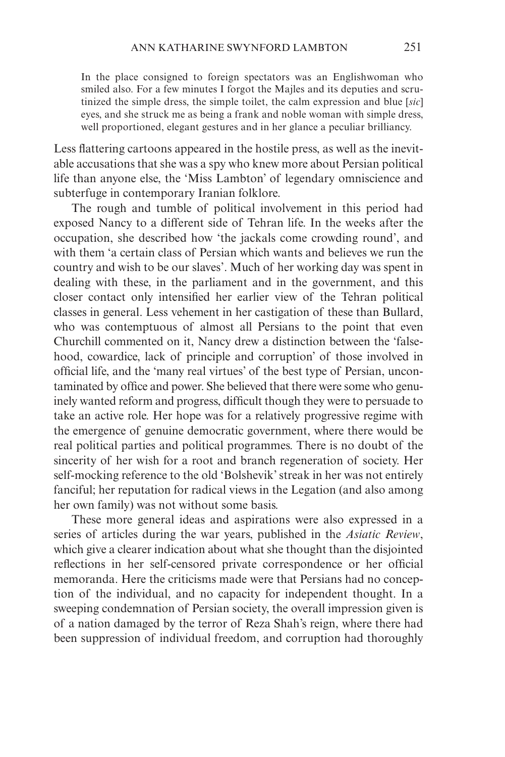> In the place consigned to foreign spectators was an Englishwoman who smiled also. For a few minutes I forgot the Majles and its deputies and scrutinized the simple dress, the simple toilet, the calm expression and blue [*sic*] eyes, and she struck me as being a frank and noble woman with simple dress, well proportioned, elegant gestures and in her glance a peculiar brilliancy.

Less flattering cartoons appeared in the hostile press, as well as the inevitable accusations that she was a spy who knew more about Persian political life than anyone else, the 'Miss Lambton' of legendary omniscience and subterfuge in contemporary Iranian folklore.

The rough and tumble of political involvement in this period had exposed Nancy to a different side of Tehran life. In the weeks after the occupation, she described how 'the jackals come crowding round', and with them 'a certain class of Persian which wants and believes we run the country and wish to be our slaves'. Much of her working day was spent in dealing with these, in the parliament and in the government, and this closer contact only intensified her earlier view of the Tehran political classes in general. Less vehement in her castigation of these than Bullard, who was contemptuous of almost all Persians to the point that even Churchill commented on it, Nancy drew a distinction between the 'falsehood, cowardice, lack of principle and corruption' of those involved in official life, and the 'many real virtues' of the best type of Persian, uncontaminated by office and power. She believed that there were some who genuinely wanted reform and progress, difficult though they were to persuade to take an active role. Her hope was for a relatively progressive regime with the emergence of genuine democratic government, where there would be real political parties and political programmes. There is no doubt of the sincerity of her wish for a root and branch regeneration of society. Her self-mocking reference to the old 'Bolshevik' streak in her was not entirely fanciful; her reputation for radical views in the Legation (and also among her own family) was not without some basis.

These more general ideas and aspirations were also expressed in a series of articles during the war years, published in the *Asiatic Review*, which give a clearer indication about what she thought than the disjointed reflections in her self-censored private correspondence or her official memoranda. Here the criticisms made were that Persians had no conception of the individual, and no capacity for independent thought. In a sweeping condemnation of Persian society, the overall impression given is of a nation damaged by the terror of Reza Shah's reign, where there had been suppression of individual freedom, and corruption had thoroughly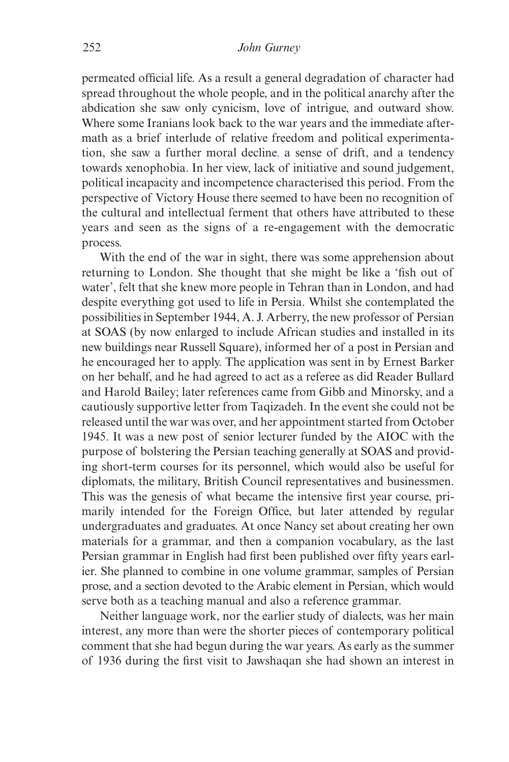permeated official life. As a result a general degradation of character had spread throughout the whole people, and in the political anarchy after the abdication she saw only cynicism, love of intrigue, and outward show. Where some Iranians look back to the war years and the immediate aftermath as a brief interlude of relative freedom and political experimentation, she saw a further moral decline, a sense of drift, and a tendency towards xenophobia. In her view, lack of initiative and sound judgement, political incapacity and incompetence characterised this period. From the perspective of Victory House there seemed to have been no recognition of the cultural and intellectual ferment that others have attributed to these years and seen as the signs of a re-engagement with the democratic process.

With the end of the war in sight, there was some apprehension about returning to London. She thought that she might be like a 'fish out of water', felt that she knew more people in Tehran than in London, and had despite everything got used to life in Persia. Whilst she contemplated the possibilities in September 1944, A. J. Arberry, the new professor of Persian at SOAS (by now enlarged to include African studies and installed in its new buildings near Russell Square), informed her of a post in Persian and he encouraged her to apply. The application was sent in by Ernest Barker on her behalf, and he had agreed to act as a referee as did Reader Bullard and Harold Bailey; later references came from Gibb and Minorsky, and a cautiously supportive letter from Taqizadeh. In the event she could not be released until the war was over, and her appointment started from October 1945. It was a new post of senior lecturer funded by the AIOC with the purpose of bolstering the Persian teaching generally at SOAS and providing short-term courses for its personnel, which would also be useful for diplomats, the military, British Council representatives and businessmen. This was the genesis of what became the intensive first year course, primarily intended for the Foreign Office, but later attended by regular undergraduates and graduates. At once Nancy set about creating her own materials for a grammar, and then a companion vocabulary, as the last Persian grammar in English had first been published over fifty years earlier. She planned to combine in one volume grammar, samples of Persian prose, and a section devoted to the Arabic element in Persian, which would serve both as a teaching manual and also a reference grammar.

Neither language work, nor the earlier study of dialects, was her main interest, any more than were the shorter pieces of contemporary political comment that she had begun during the war years. As early as the summer of 1936 during the first visit to Jawshaqan she had shown an interest in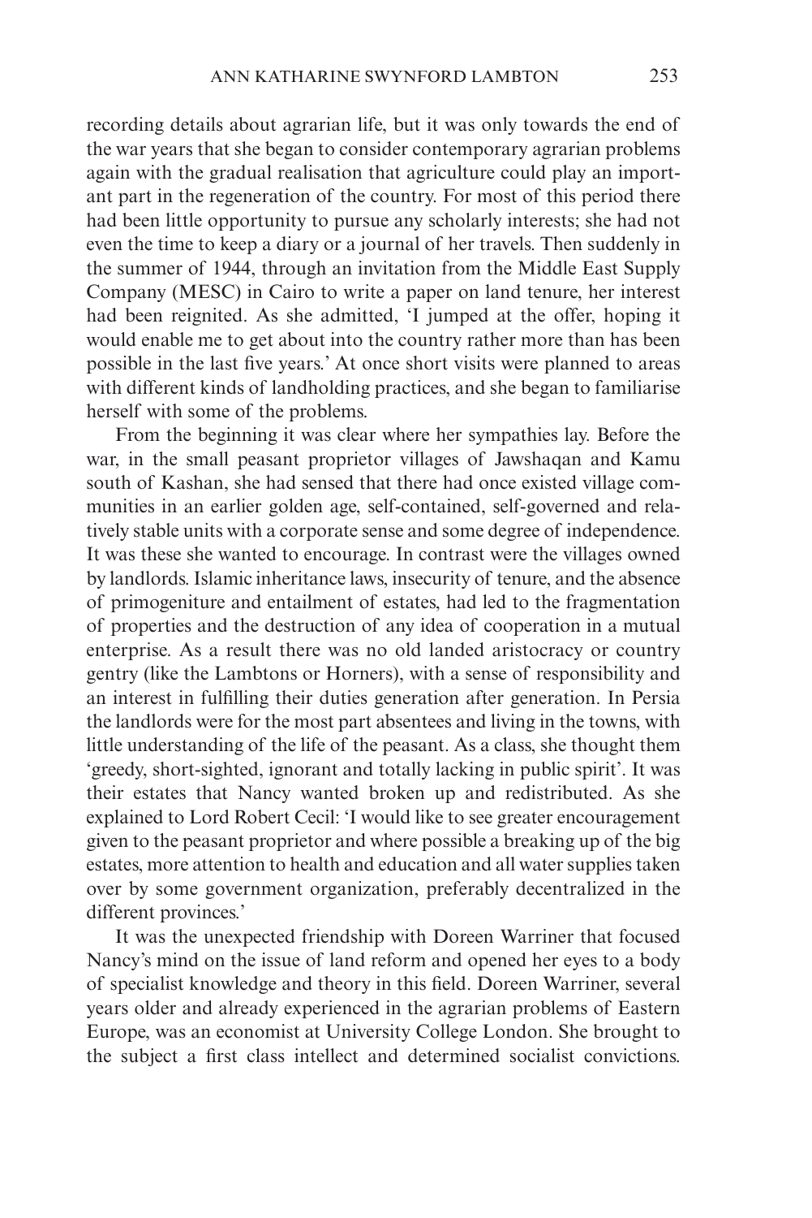recording details about agrarian life, but it was only towards the end of the war years that she began to consider contemporary agrarian problems again with the gradual realisation that agriculture could play an important part in the regeneration of the country. For most of this period there had been little opportunity to pursue any scholarly interests; she had not even the time to keep a diary or a journal of her travels. Then suddenly in the summer of 1944, through an invitation from the Middle East Supply Company (MESC) in Cairo to write a paper on land tenure, her interest had been reignited. As she admitted, 'I jumped at the offer, hoping it would enable me to get about into the country rather more than has been possible in the last five years.' At once short visits were planned to areas with different kinds of landholding practices, and she began to familiarise herself with some of the problems.

From the beginning it was clear where her sympathies lay. Before the war, in the small peasant proprietor villages of Jawshaqan and Kamu south of Kashan, she had sensed that there had once existed village communities in an earlier golden age, self-contained, self-governed and relatively stable units with a corporate sense and some degree of independence. It was these she wanted to encourage. In contrast were the villages owned by landlords. Islamic inheritance laws, insecurity of tenure, and the absence of primogeniture and entailment of estates, had led to the fragmentation of properties and the destruction of any idea of cooperation in a mutual enterprise. As a result there was no old landed aristocracy or country gentry (like the Lambtons or Horners), with a sense of responsibility and an interest in fulfilling their duties generation after generation. In Persia the landlords were for the most part absentees and living in the towns, with little understanding of the life of the peasant. As a class, she thought them 'greedy, short-sighted, ignorant and totally lacking in public spirit'. It was their estates that Nancy wanted broken up and redistributed. As she explained to Lord Robert Cecil: 'I would like to see greater encouragement given to the peasant proprietor and where possible a breaking up of the big estates, more attention to health and education and all water supplies taken over by some government organization, preferably decentralized in the different provinces.'

It was the unexpected friendship with Doreen Warriner that focused Nancy's mind on the issue of land reform and opened her eyes to a body of specialist knowledge and theory in this field. Doreen Warriner, several years older and already experienced in the agrarian problems of Eastern Europe, was an economist at University College London. She brought to the subject a first class intellect and determined socialist convictions.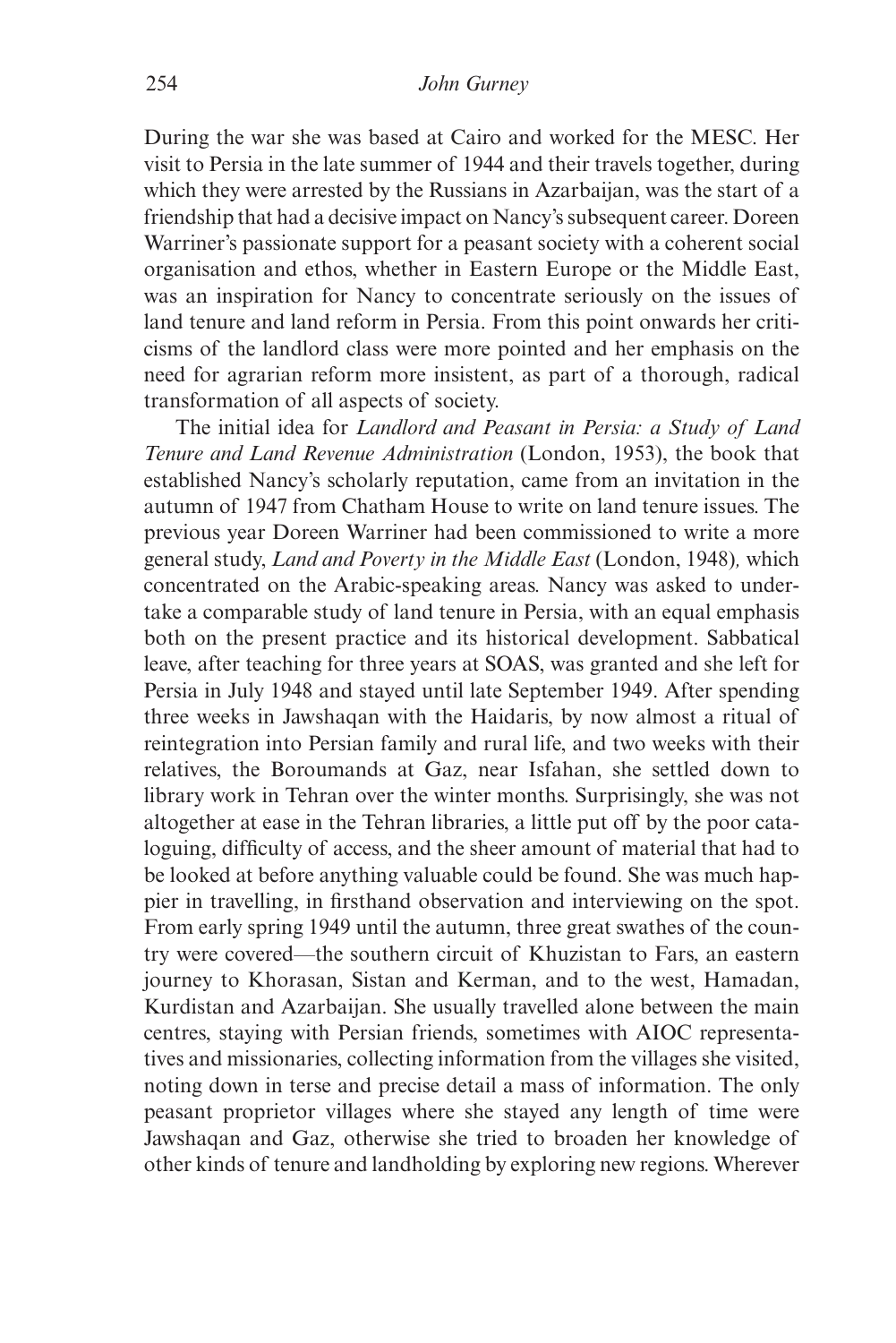During the war she was based at Cairo and worked for the MESC. Her visit to Persia in the late summer of 1944 and their travels together, during which they were arrested by the Russians in Azarbaijan, was the start of a friendship that had a decisive impact on Nancy's subsequent career. Doreen Warriner's passionate support for a peasant society with a coherent social organisation and ethos, whether in Eastern Europe or the Middle East, was an inspiration for Nancy to concentrate seriously on the issues of land tenure and land reform in Persia. From this point onwards her criticisms of the landlord class were more pointed and her emphasis on the need for agrarian reform more insistent, as part of a thorough, radical transformation of all aspects of society.

The initial idea for *Landlord and Peasant in Persia: a Study of Land Tenure and Land Revenue Administration* (London, 1953), the book that established Nancy's scholarly reputation, came from an invitation in the autumn of 1947 from Chatham House to write on land tenure issues. The previous year Doreen Warriner had been commissioned to write a more general study, *Land and Poverty in the Middle East* (London, 1948), which concentrated on the Arabic-speaking areas. Nancy was asked to undertake a comparable study of land tenure in Persia, with an equal emphasis both on the present practice and its historical development. Sabbatical leave, after teaching for three years at SOAS, was granted and she left for Persia in July 1948 and stayed until late September 1949. After spending three weeks in Jawshaqan with the Haidaris, by now almost a ritual of reintegration into Persian family and rural life, and two weeks with their relatives, the Boroumands at Gaz, near Isfahan, she settled down to library work in Tehran over the winter months. Surprisingly, she was not altogether at ease in the Tehran libraries, a little put off by the poor cataloguing, difficulty of access, and the sheer amount of material that had to be looked at before anything valuable could be found. She was much happier in travelling, in firsthand observation and interviewing on the spot. From early spring 1949 until the autumn, three great swathes of the country were covered—the southern circuit of Khuzistan to Fars, an eastern journey to Khorasan, Sistan and Kerman, and to the west, Hamadan, Kurdistan and Azarbaijan. She usually travelled alone between the main centres, staying with Persian friends, sometimes with AIOC representatives and missionaries, collecting information from the villages she visited, noting down in terse and precise detail a mass of information. The only peasant proprietor villages where she stayed any length of time were Jawshaqan and Gaz, otherwise she tried to broaden her knowledge of other kinds of tenure and landholding by exploring new regions. Wherever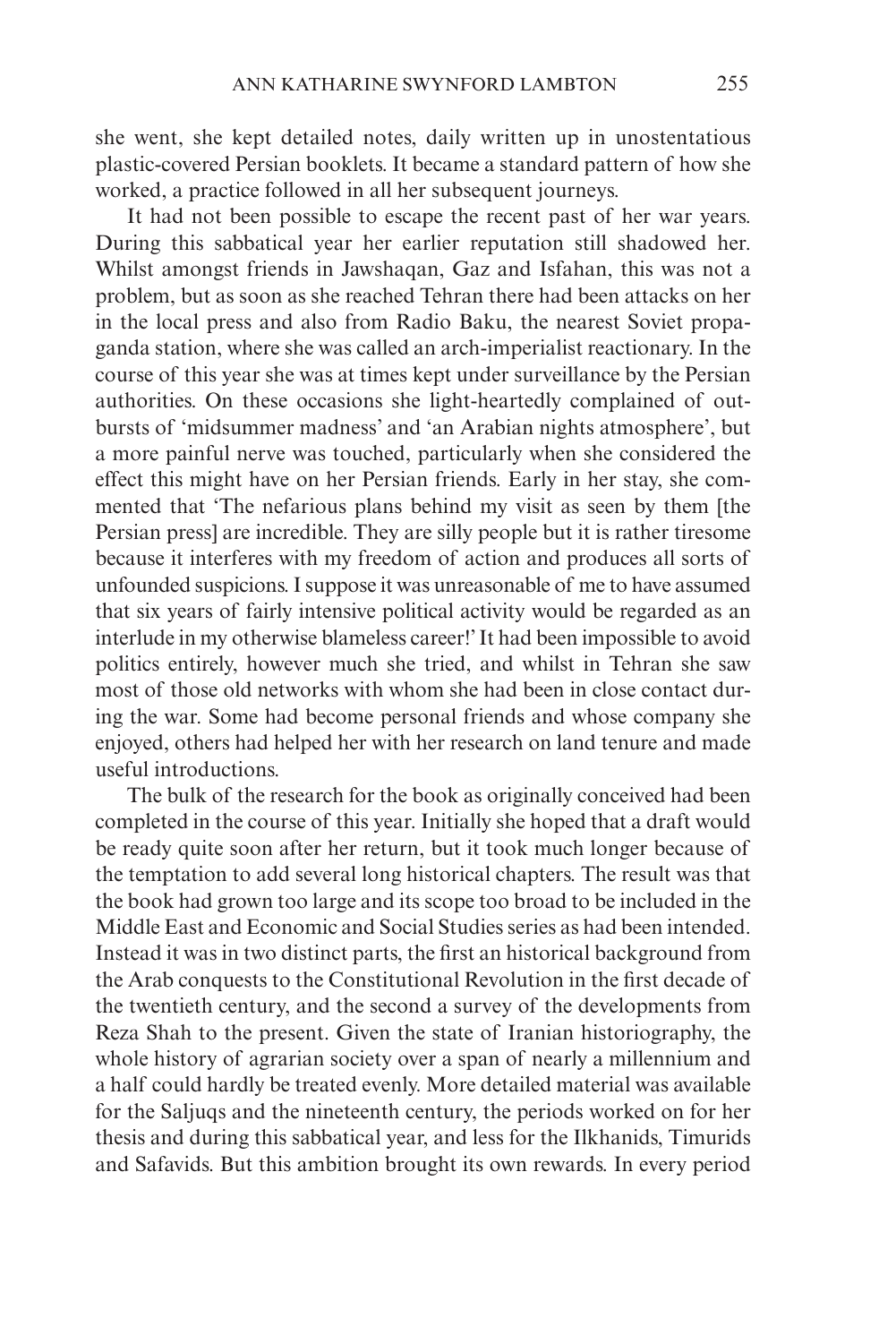she went, she kept detailed notes, daily written up in unostentatious plastic-covered Persian booklets. It became a standard pattern of how she worked, a practice followed in all her subsequent journeys.

It had not been possible to escape the recent past of her war years. During this sabbatical year her earlier reputation still shadowed her. Whilst amongst friends in Jawshaqan, Gaz and Isfahan, this was not a problem, but as soon as she reached Tehran there had been attacks on her in the local press and also from Radio Baku, the nearest Soviet propaganda station, where she was called an arch-imperialist reactionary. In the course of this year she was at times kept under surveillance by the Persian authorities. On these occasions she light-heartedly complained of outbursts of 'midsummer madness' and 'an Arabian nights atmosphere', but a more painful nerve was touched, particularly when she considered the effect this might have on her Persian friends. Early in her stay, she commented that 'The nefarious plans behind my visit as seen by them [the Persian press] are incredible. They are silly people but it is rather tiresome because it interferes with my freedom of action and produces all sorts of unfounded suspicions. I suppose it was unreasonable of me to have assumed that six years of fairly intensive political activity would be regarded as an interlude in my otherwise blameless career!' It had been impossible to avoid politics entirely, however much she tried, and whilst in Tehran she saw most of those old networks with whom she had been in close contact during the war. Some had become personal friends and whose company she enjoyed, others had helped her with her research on land tenure and made useful introductions.

The bulk of the research for the book as originally conceived had been completed in the course of this year. Initially she hoped that a draft would be ready quite soon after her return, but it took much longer because of the temptation to add several long historical chapters. The result was that the book had grown too large and its scope too broad to be included in the Middle East and Economic and Social Studies series as had been intended. Instead it was in two distinct parts, the first an historical background from the Arab conquests to the Constitutional Revolution in the first decade of the twentieth century, and the second a survey of the developments from Reza Shah to the present. Given the state of Iranian historiography, the whole history of agrarian society over a span of nearly a millennium and a half could hardly be treated evenly. More detailed material was available for the Saljuqs and the nineteenth century, the periods worked on for her thesis and during this sabbatical year, and less for the Ilkhanids, Timurids and Safavids. But this ambition brought its own rewards. In every period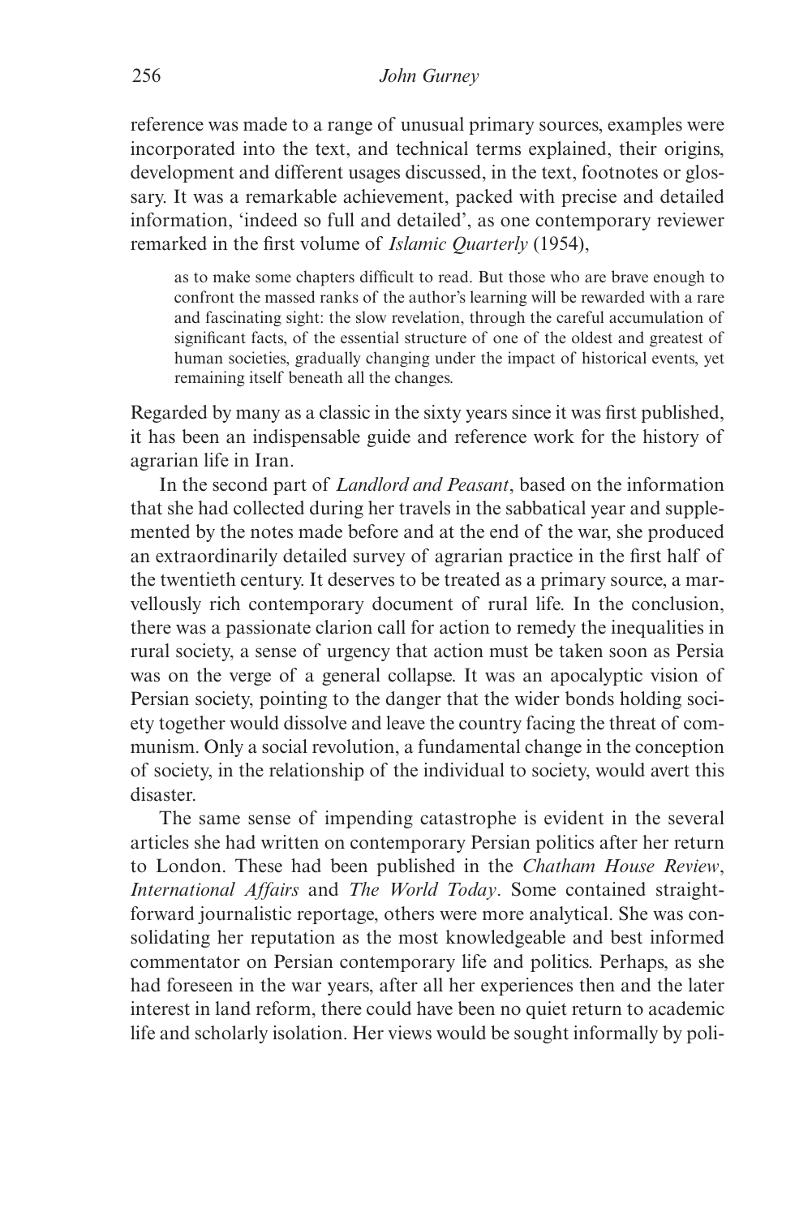reference was made to a range of unusual primary sources, examples were incorporated into the text, and technical terms explained, their origins, development and different usages discussed, in the text, footnotes or glossary. It was a remarkable achievement, packed with precise and detailed information, 'indeed so full and detailed', as one contemporary reviewer remarked in the first volume of *Islamic Quarterly* (1954),

> as to make some chapters difficult to read. But those who are brave enough to confront the massed ranks of the author's learning will be rewarded with a rare and fascinating sight: the slow revelation, through the careful accumulation of significant facts, of the essential structure of one of the oldest and greatest of human societies, gradually changing under the impact of historical events, yet remaining itself beneath all the changes.

Regarded by many as a classic in the sixty years since it was first published, it has been an indispensable guide and reference work for the history of agrarian life in Iran.

In the second part of *Landlord and Peasant*, based on the information that she had collected during her travels in the sabbatical year and supplemented by the notes made before and at the end of the war, she produced an extraordinarily detailed survey of agrarian practice in the first half of the twentieth century. It deserves to be treated as a primary source, a marvellously rich contemporary document of rural life. In the conclusion, there was a passionate clarion call for action to remedy the inequalities in rural society, a sense of urgency that action must be taken soon as Persia was on the verge of a general collapse. It was an apocalyptic vision of Persian society, pointing to the danger that the wider bonds holding society together would dissolve and leave the country facing the threat of communism. Only a social revolution, a fundamental change in the conception of society, in the relationship of the individual to society, would avert this disaster.

The same sense of impending catastrophe is evident in the several articles she had written on contemporary Persian politics after her return to London. These had been published in the *Chatham House Review*, *International Affairs* and *The World Today*. Some contained straightforward journalistic reportage, others were more analytical. She was consolidating her reputation as the most knowledgeable and best informed commentator on Persian contemporary life and politics. Perhaps, as she had foreseen in the war years, after all her experiences then and the later interest in land reform, there could have been no quiet return to academic life and scholarly isolation. Her views would be sought informally by poli-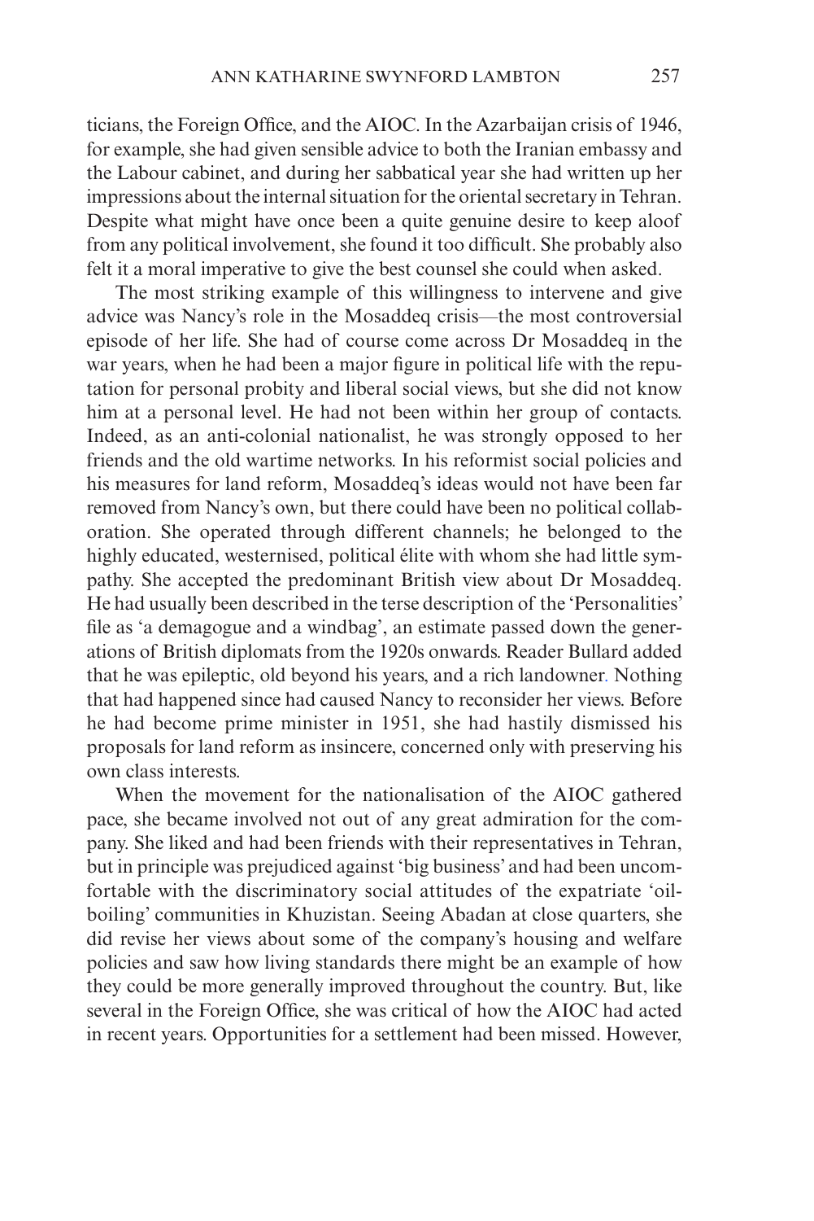ticians, the Foreign Office, and the AIOC. In the Azarbaijan crisis of 1946, for example, she had given sensible advice to both the Iranian embassy and the Labour cabinet, and during her sabbatical year she had written up her impressions about the internal situation for the oriental secretary in Tehran. Despite what might have once been a quite genuine desire to keep aloof from any political involvement, she found it too difficult. She probably also felt it a moral imperative to give the best counsel she could when asked.

The most striking example of this willingness to intervene and give advice was Nancy's role in the Mosaddeq crisis—the most controversial episode of her life. She had of course come across Dr Mosaddeq in the war years, when he had been a major figure in political life with the reputation for personal probity and liberal social views, but she did not know him at a personal level. He had not been within her group of contacts. Indeed, as an anti-colonial nationalist, he was strongly opposed to her friends and the old wartime networks. In his reformist social policies and his measures for land reform, Mosaddeq's ideas would not have been far removed from Nancy's own, but there could have been no political collaboration. She operated through different channels; he belonged to the highly educated, westernised, political élite with whom she had little sympathy. She accepted the predominant British view about Dr Mosaddeq. He had usually been described in the terse description of the 'Personalities' file as 'a demagogue and a windbag', an estimate passed down the generations of British diplomats from the 1920s onwards. Reader Bullard added that he was epileptic, old beyond his years, and a rich landowner. Nothing that had happened since had caused Nancy to reconsider her views. Before he had become prime minister in 1951, she had hastily dismissed his proposals for land reform as insincere, concerned only with preserving his own class interests.

When the movement for the nationalisation of the AIOC gathered pace, she became involved not out of any great admiration for the company. She liked and had been friends with their representatives in Tehran, but in principle was prejudiced against 'big business' and had been uncomfortable with the discriminatory social attitudes of the expatriate 'oil-boiling' communities in Khuzistan. Seeing Abadan at close quarters, she did revise her views about some of the company's housing and welfare policies and saw how living standards there might be an example of how they could be more generally improved throughout the country. But, like several in the Foreign Office, she was critical of how the AIOC had acted in recent years. Opportunities for a settlement had been missed. However,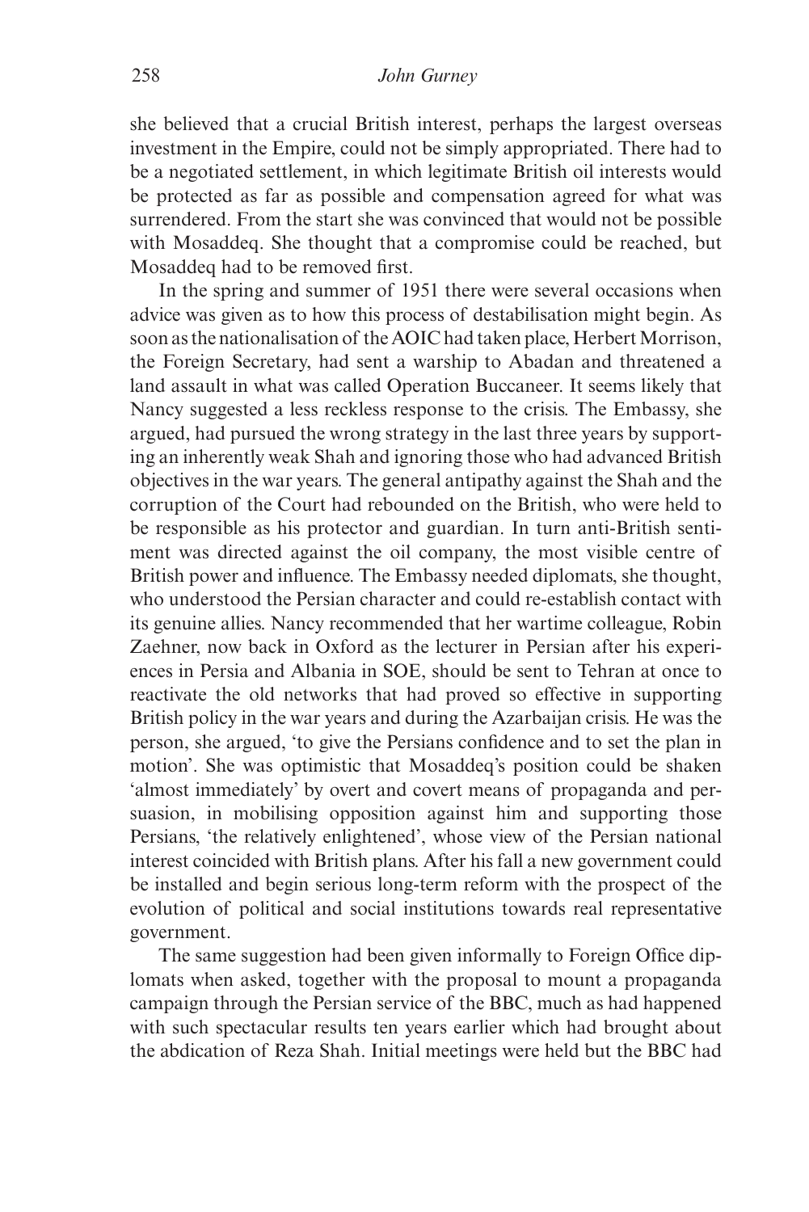she believed that a crucial British interest, perhaps the largest overseas investment in the Empire, could not be simply appropriated. There had to be a negotiated settlement, in which legitimate British oil interests would be protected as far as possible and compensation agreed for what was surrendered. From the start she was convinced that would not be possible with Mosaddeq. She thought that a compromise could be reached, but Mosaddeq had to be removed first.

In the spring and summer of 1951 there were several occasions when advice was given as to how this process of destabilisation might begin. As soon as the nationalisation of the AOIC had taken place, Herbert Morrison, the Foreign Secretary, had sent a warship to Abadan and threatened a land assault in what was called Operation Buccaneer. It seems likely that Nancy suggested a less reckless response to the crisis. The Embassy, she argued, had pursued the wrong strategy in the last three years by supporting an inherently weak Shah and ignoring those who had advanced British objectives in the war years. The general antipathy against the Shah and the corruption of the Court had rebounded on the British, who were held to be responsible as his protector and guardian. In turn anti-British sentiment was directed against the oil company, the most visible centre of British power and influence. The Embassy needed diplomats, she thought, who understood the Persian character and could re-establish contact with its genuine allies. Nancy recommended that her wartime colleague, Robin Zaehner, now back in Oxford as the lecturer in Persian after his experiences in Persia and Albania in SOE, should be sent to Tehran at once to reactivate the old networks that had proved so effective in supporting British policy in the war years and during the Azarbaijan crisis. He was the person, she argued, 'to give the Persians confidence and to set the plan in motion'. She was optimistic that Mosaddeq's position could be shaken 'almost immediately' by overt and covert means of propaganda and persuasion, in mobilising opposition against him and supporting those Persians, 'the relatively enlightened', whose view of the Persian national interest coincided with British plans. After his fall a new government could be installed and begin serious long-term reform with the prospect of the evolution of political and social institutions towards real representative government.

The same suggestion had been given informally to Foreign Office diplomats when asked, together with the proposal to mount a propaganda campaign through the Persian service of the BBC, much as had happened with such spectacular results ten years earlier which had brought about the abdication of Reza Shah. Initial meetings were held but the BBC had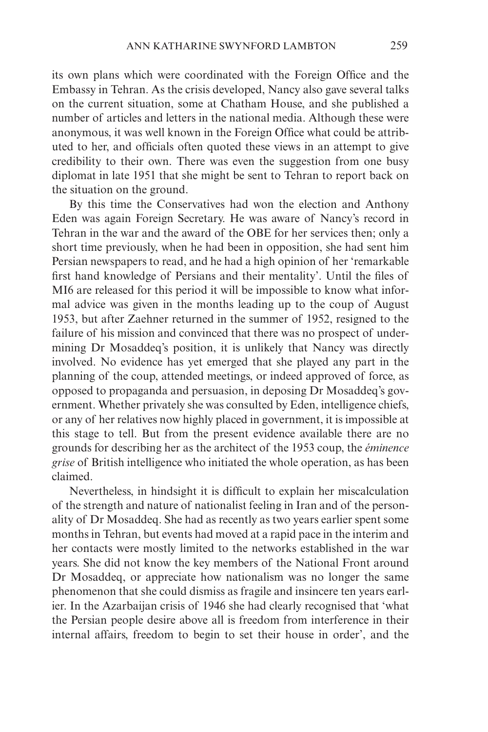its own plans which were coordinated with the Foreign Office and the Embassy in Tehran. As the crisis developed, Nancy also gave several talks on the current situation, some at Chatham House, and she published a number of articles and letters in the national media. Although these were anonymous, it was well known in the Foreign Office what could be attributed to her, and officials often quoted these views in an attempt to give credibility to their own. There was even the suggestion from one busy diplomat in late 1951 that she might be sent to Tehran to report back on the situation on the ground.

By this time the Conservatives had won the election and Anthony Eden was again Foreign Secretary. He was aware of Nancy's record in Tehran in the war and the award of the OBE for her services then; only a short time previously, when he had been in opposition, she had sent him Persian newspapers to read, and he had a high opinion of her 'remarkable first hand knowledge of Persians and their mentality'. Until the files of MI6 are released for this period it will be impossible to know what informal advice was given in the months leading up to the coup of August 1953, but after Zaehner returned in the summer of 1952, resigned to the failure of his mission and convinced that there was no prospect of undermining Dr Mosaddeq's position, it is unlikely that Nancy was directly involved. No evidence has yet emerged that she played any part in the planning of the coup, attended meetings, or indeed approved of force, as opposed to propaganda and persuasion, in deposing Dr Mosaddeq's government. Whether privately she was consulted by Eden, intelligence chiefs, or any of her relatives now highly placed in government, it is impossible at this stage to tell. But from the present evidence available there are no grounds for describing her as the architect of the 1953 coup, the *éminence grise* of British intelligence who initiated the whole operation, as has been claimed.

Nevertheless, in hindsight it is difficult to explain her miscalculation of the strength and nature of nationalist feeling in Iran and of the personality of Dr Mosaddeq. She had as recently as two years earlier spent some months in Tehran, but events had moved at a rapid pace in the interim and her contacts were mostly limited to the networks established in the war years. She did not know the key members of the National Front around Dr Mosaddeq, or appreciate how nationalism was no longer the same phenomenon that she could dismiss as fragile and insincere ten years earlier. In the Azarbaijan crisis of 1946 she had clearly recognised that 'what the Persian people desire above all is freedom from interference in their internal affairs, freedom to begin to set their house in order', and the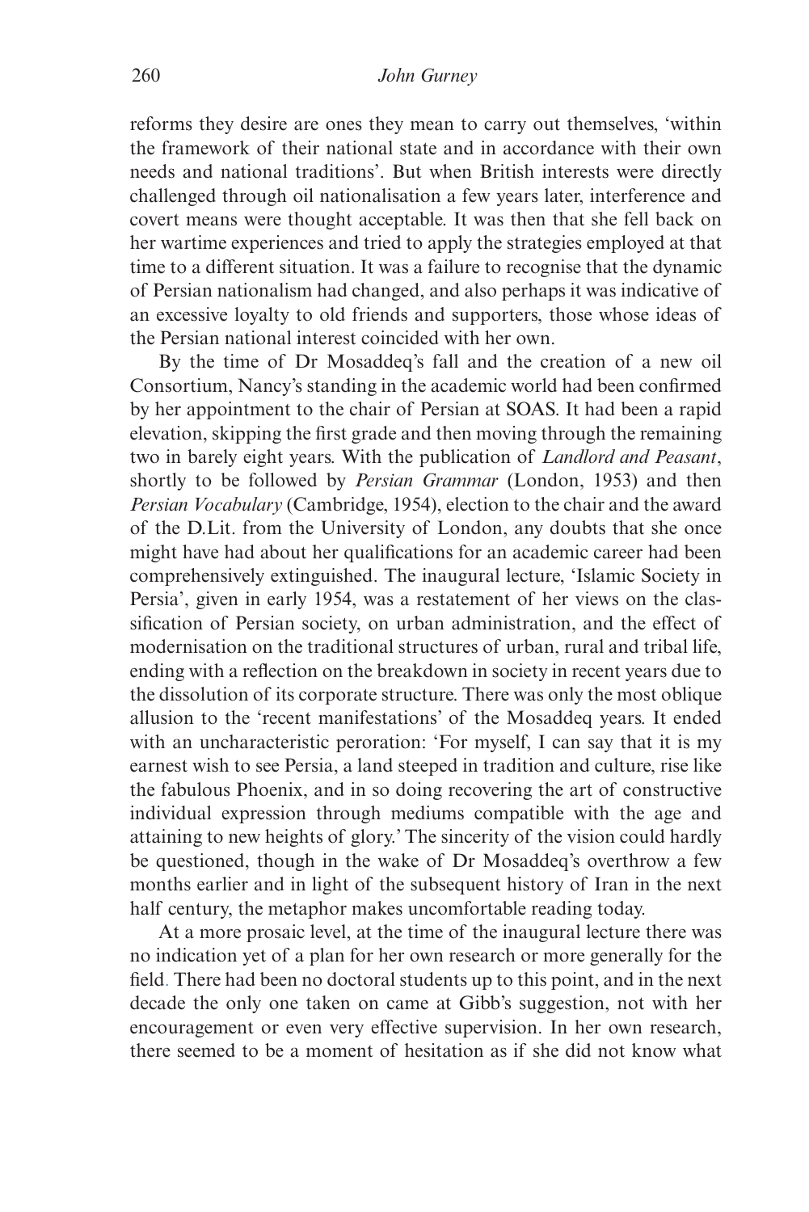reforms they desire are ones they mean to carry out themselves, 'within the framework of their national state and in accordance with their own needs and national traditions'. But when British interests were directly challenged through oil nationalisation a few years later, interference and covert means were thought acceptable. It was then that she fell back on her wartime experiences and tried to apply the strategies employed at that time to a different situation. It was a failure to recognise that the dynamic of Persian nationalism had changed, and also perhaps it was indicative of an excessive loyalty to old friends and supporters, those whose ideas of the Persian national interest coincided with her own.

By the time of Dr Mosaddeq's fall and the creation of a new oil Consortium, Nancy's standing in the academic world had been confirmed by her appointment to the chair of Persian at SOAS. It had been a rapid elevation, skipping the first grade and then moving through the remaining two in barely eight years. With the publication of *Landlord and Peasant*, shortly to be followed by *Persian Grammar* (London, 1953) and then *Persian Vocabulary* (Cambridge, 1954), election to the chair and the award of the D.Lit. from the University of London, any doubts that she once might have had about her qualifications for an academic career had been comprehensively extinguished. The inaugural lecture, 'Islamic Society in Persia', given in early 1954, was a restatement of her views on the classification of Persian society, on urban administration, and the effect of modernisation on the traditional structures of urban, rural and tribal life, ending with a reflection on the breakdown in society in recent years due to the dissolution of its corporate structure. There was only the most oblique allusion to the 'recent manifestations' of the Mosaddeq years. It ended with an uncharacteristic peroration: 'For myself, I can say that it is my earnest wish to see Persia, a land steeped in tradition and culture, rise like the fabulous Phoenix, and in so doing recovering the art of constructive individual expression through mediums compatible with the age and attaining to new heights of glory.' The sincerity of the vision could hardly be questioned, though in the wake of Dr Mosaddeq's overthrow a few months earlier and in light of the subsequent history of Iran in the next half century, the metaphor makes uncomfortable reading today.

At a more prosaic level, at the time of the inaugural lecture there was no indication yet of a plan for her own research or more generally for the field. There had been no doctoral students up to this point, and in the next decade the only one taken on came at Gibb's suggestion, not with her encouragement or even very effective supervision. In her own research, there seemed to be a moment of hesitation as if she did not know what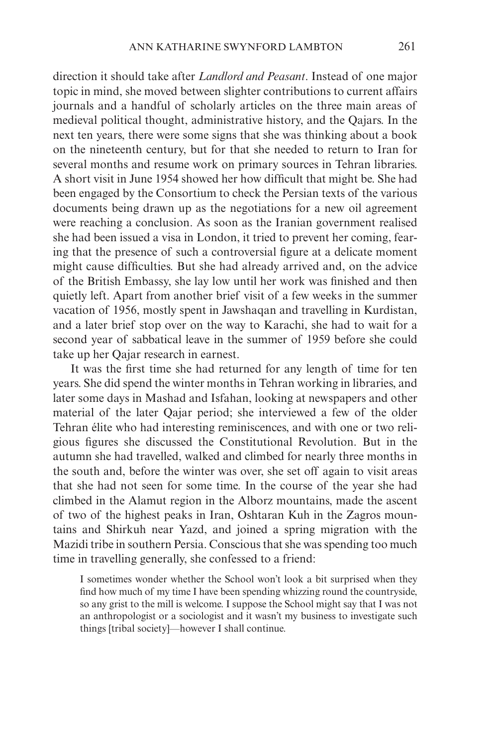direction it should take after *Landlord and Peasant*. Instead of one major topic in mind, she moved between slighter contributions to current affairs journals and a handful of scholarly articles on the three main areas of medieval political thought, administrative history, and the Qajars. In the next ten years, there were some signs that she was thinking about a book on the nineteenth century, but for that she needed to return to Iran for several months and resume work on primary sources in Tehran libraries. A short visit in June 1954 showed her how difficult that might be. She had been engaged by the Consortium to check the Persian texts of the various documents being drawn up as the negotiations for a new oil agreement were reaching a conclusion. As soon as the Iranian government realised she had been issued a visa in London, it tried to prevent her coming, fearing that the presence of such a controversial figure at a delicate moment might cause difficulties. But she had already arrived and, on the advice of the British Embassy, she lay low until her work was finished and then quietly left. Apart from another brief visit of a few weeks in the summer vacation of 1956, mostly spent in Jawshaqan and travelling in Kurdistan, and a later brief stop over on the way to Karachi, she had to wait for a second year of sabbatical leave in the summer of 1959 before she could take up her Qajar research in earnest.

It was the first time she had returned for any length of time for ten years. She did spend the winter months in Tehran working in libraries, and later some days in Mashad and Isfahan, looking at newspapers and other material of the later Qajar period; she interviewed a few of the older Tehran élite who had interesting reminiscences, and with one or two religious figures she discussed the Constitutional Revolution. But in the autumn she had travelled, walked and climbed for nearly three months in the south and, before the winter was over, she set off again to visit areas that she had not seen for some time. In the course of the year she had climbed in the Alamut region in the Alborz mountains, made the ascent of two of the highest peaks in Iran, Oshtaran Kuh in the Zagros mountains and Shirkuh near Yazd, and joined a spring migration with the Mazidi tribe in southern Persia. Conscious that she was spending too much time in travelling generally, she confessed to a friend:

> I sometimes wonder whether the School won't look a bit surprised when they find how much of my time I have been spending whizzing round the countryside, so any grist to the mill is welcome. I suppose the School might say that I was not an anthropologist or a sociologist and it wasn't my business to investigate such things [tribal society]—however I shall continue.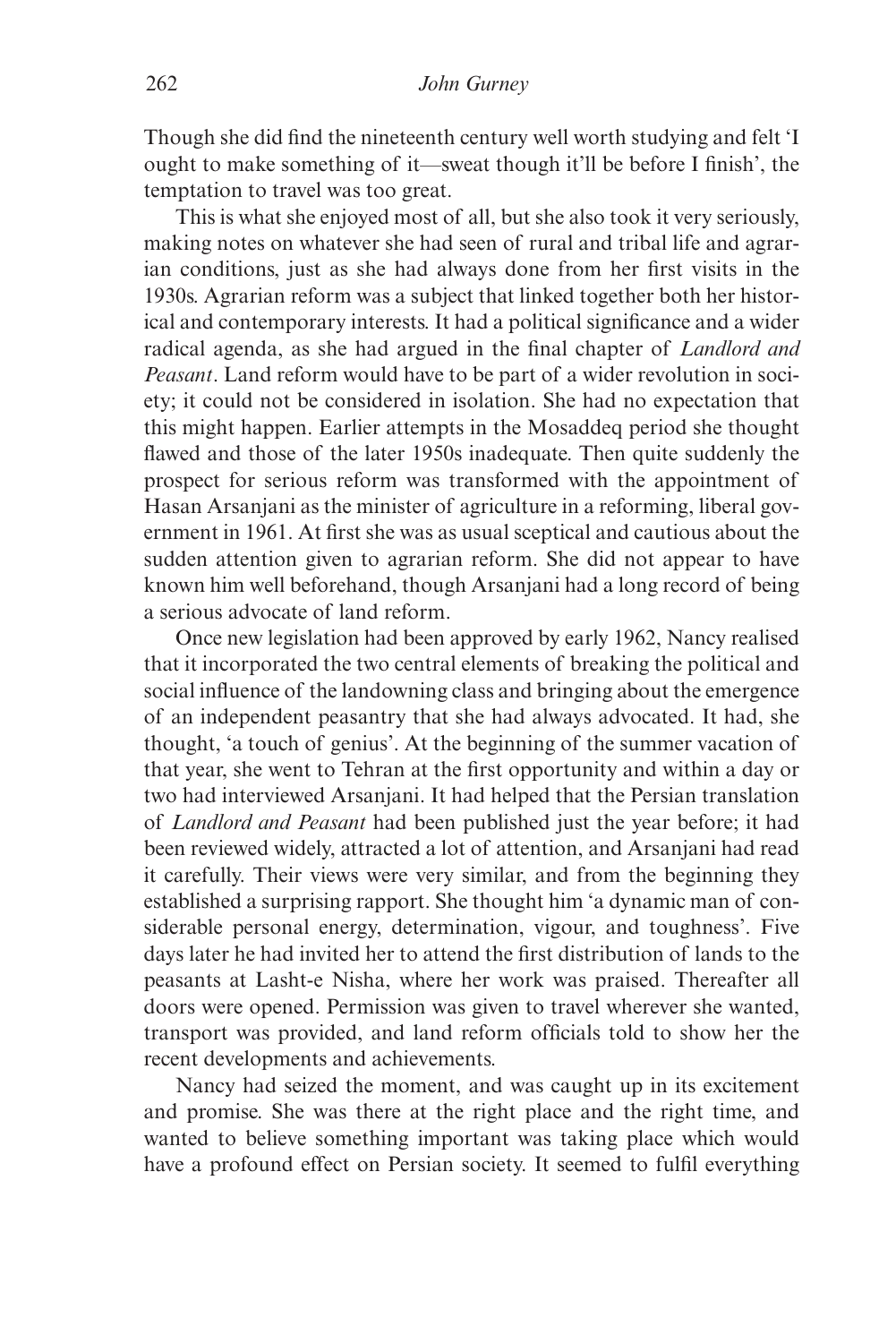Though she did find the nineteenth century well worth studying and felt 'I ought to make something of it—sweat though it'll be before I finish', the temptation to travel was too great.

This is what she enjoyed most of all, but she also took it very seriously, making notes on whatever she had seen of rural and tribal life and agrarian conditions, just as she had always done from her first visits in the 1930s. Agrarian reform was a subject that linked together both her historical and contemporary interests. It had a political significance and a wider radical agenda, as she had argued in the final chapter of *Landlord and Peasant*. Land reform would have to be part of a wider revolution in society; it could not be considered in isolation. She had no expectation that this might happen. Earlier attempts in the Mosaddeq period she thought flawed and those of the later 1950s inadequate. Then quite suddenly the prospect for serious reform was transformed with the appointment of Hasan Arsanjani as the minister of agriculture in a reforming, liberal government in 1961. At first she was as usual sceptical and cautious about the sudden attention given to agrarian reform. She did not appear to have known him well beforehand, though Arsanjani had a long record of being a serious advocate of land reform.

Once new legislation had been approved by early 1962, Nancy realised that it incorporated the two central elements of breaking the political and social influence of the landowning class and bringing about the emergence of an independent peasantry that she had always advocated. It had, she thought, 'a touch of genius'. At the beginning of the summer vacation of that year, she went to Tehran at the first opportunity and within a day or two had interviewed Arsanjani. It had helped that the Persian translation of *Landlord and Peasant* had been published just the year before; it had been reviewed widely, attracted a lot of attention, and Arsanjani had read it carefully. Their views were very similar, and from the beginning they established a surprising rapport. She thought him 'a dynamic man of considerable personal energy, determination, vigour, and toughness'. Five days later he had invited her to attend the first distribution of lands to the peasants at Lasht-e Nisha, where her work was praised. Thereafter all doors were opened. Permission was given to travel wherever she wanted, transport was provided, and land reform officials told to show her the recent developments and achievements.

Nancy had seized the moment, and was caught up in its excitement and promise. She was there at the right place and the right time, and wanted to believe something important was taking place which would have a profound effect on Persian society. It seemed to fulfil everything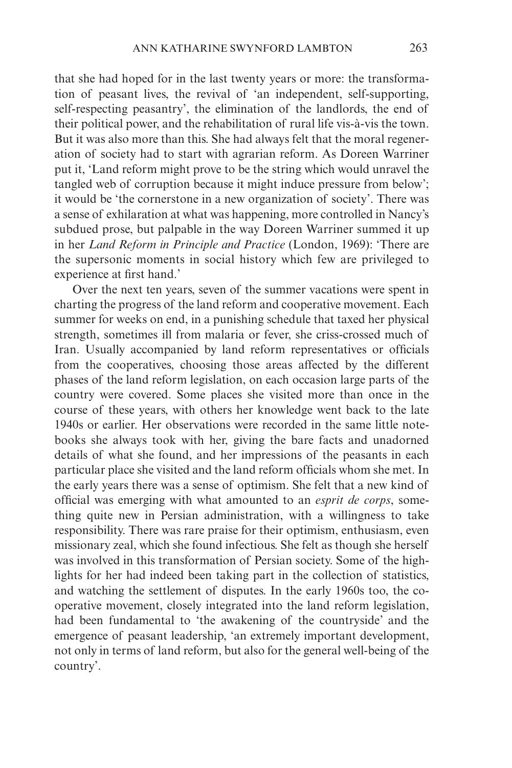that she had hoped for in the last twenty years or more: the transformation of peasant lives, the revival of 'an independent, self-supporting, self-respecting peasantry', the elimination of the landlords, the end of their political power, and the rehabilitation of rural life vis-à-vis the town. But it was also more than this. She had always felt that the moral regeneration of society had to start with agrarian reform. As Doreen Warriner put it, 'Land reform might prove to be the string which would unravel the tangled web of corruption because it might induce pressure from below'; it would be 'the cornerstone in a new organization of society'. There was a sense of exhilaration at what was happening, more controlled in Nancy's subdued prose, but palpable in the way Doreen Warriner summed it up in her *Land Reform in Principle and Practice* (London, 1969): 'There are the supersonic moments in social history which few are privileged to experience at first hand.'

Over the next ten years, seven of the summer vacations were spent in charting the progress of the land reform and cooperative movement. Each summer for weeks on end, in a punishing schedule that taxed her physical strength, sometimes ill from malaria or fever, she criss-crossed much of Iran. Usually accompanied by land reform representatives or officials from the cooperatives, choosing those areas affected by the different phases of the land reform legislation, on each occasion large parts of the country were covered. Some places she visited more than once in the course of these years, with others her knowledge went back to the late 1940s or earlier. Her observations were recorded in the same little notebooks she always took with her, giving the bare facts and unadorned details of what she found, and her impressions of the peasants in each particular place she visited and the land reform officials whom she met. In the early years there was a sense of optimism. She felt that a new kind of official was emerging with what amounted to an *esprit de corps*, something quite new in Persian administration, with a willingness to take responsibility. There was rare praise for their optimism, enthusiasm, even missionary zeal, which she found infectious. She felt as though she herself was involved in this transformation of Persian society. Some of the highlights for her had indeed been taking part in the collection of statistics, and watching the settlement of disputes. In the early 1960s too, the cooperative movement, closely integrated into the land reform legislation, had been fundamental to 'the awakening of the countryside' and the emergence of peasant leadership, 'an extremely important development, not only in terms of land reform, but also for the general well-being of the country'.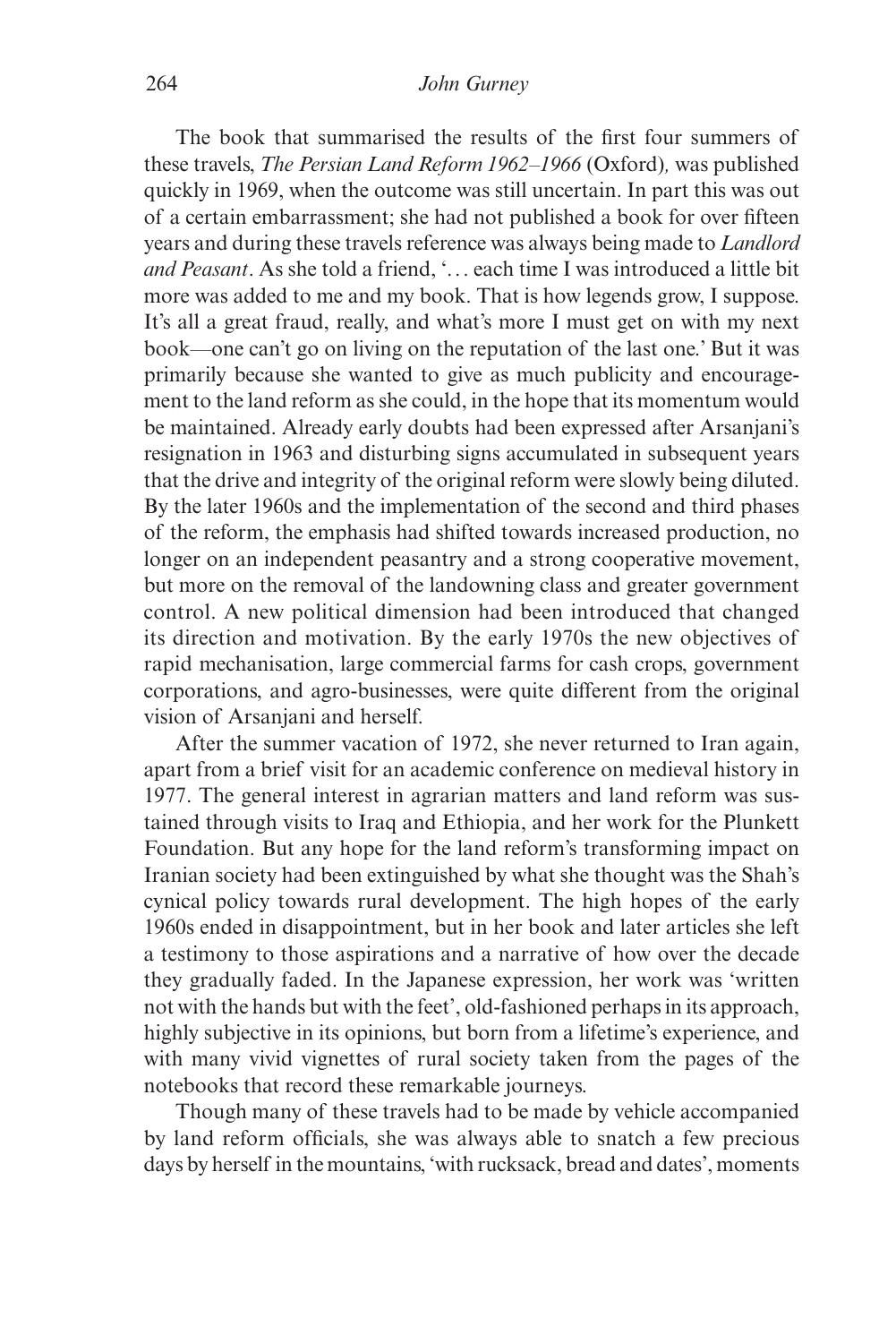The book that summarised the results of the first four summers of these travels, *The Persian Land Reform 1962–1966* (Oxford), was published quickly in 1969, when the outcome was still uncertain. In part this was out of a certain embarrassment; she had not published a book for over fifteen years and during these travels reference was always being made to *Landlord and Peasant*. As she told a friend, '… each time I was introduced a little bit more was added to me and my book. That is how legends grow, I suppose. It's all a great fraud, really, and what's more I must get on with my next book—one can't go on living on the reputation of the last one.' But it was primarily because she wanted to give as much publicity and encouragement to the land reform as she could, in the hope that its momentum would be maintained. Already early doubts had been expressed after Arsanjani's resignation in 1963 and disturbing signs accumulated in subsequent years that the drive and integrity of the original reform were slowly being diluted. By the later 1960s and the implementation of the second and third phases of the reform, the emphasis had shifted towards increased production, no longer on an independent peasantry and a strong cooperative movement, but more on the removal of the landowning class and greater government control. A new political dimension had been introduced that changed its direction and motivation. By the early 1970s the new objectives of rapid mechanisation, large commercial farms for cash crops, government corporations, and agro-businesses, were quite different from the original vision of Arsanjani and herself.

After the summer vacation of 1972, she never returned to Iran again, apart from a brief visit for an academic conference on medieval history in 1977. The general interest in agrarian matters and land reform was sustained through visits to Iraq and Ethiopia, and her work for the Plunkett Foundation. But any hope for the land reform's transforming impact on Iranian society had been extinguished by what she thought was the Shah's cynical policy towards rural development. The high hopes of the early 1960s ended in disappointment, but in her book and later articles she left a testimony to those aspirations and a narrative of how over the decade they gradually faded. In the Japanese expression, her work was 'written not with the hands but with the feet', old-fashioned perhaps in its approach, highly subjective in its opinions, but born from a lifetime's experience, and with many vivid vignettes of rural society taken from the pages of the notebooks that record these remarkable journeys.

Though many of these travels had to be made by vehicle accompanied by land reform officials, she was always able to snatch a few precious days by herself in the mountains, 'with rucksack, bread and dates', moments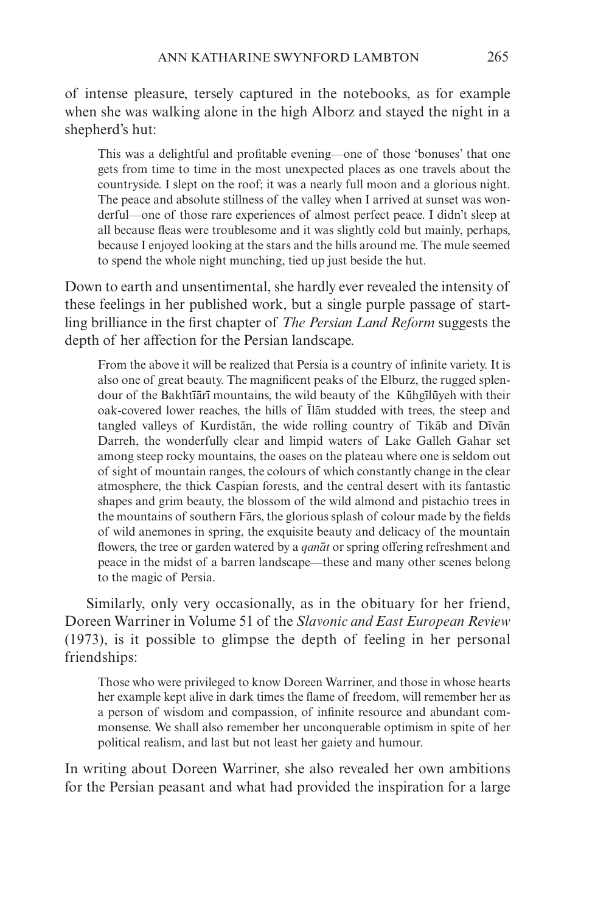of intense pleasure, tersely captured in the notebooks, as for example when she was walking alone in the high Alborz and stayed the night in a shepherd's hut:

> This was a delightful and profitable evening—one of those 'bonuses' that one gets from time to time in the most unexpected places as one travels about the countryside. I slept on the roof; it was a nearly full moon and a glorious night. The peace and absolute stillness of the valley when I arrived at sunset was wonderful—one of those rare experiences of almost perfect peace. I didn't sleep at all because fleas were troublesome and it was slightly cold but mainly, perhaps, because I enjoyed looking at the stars and the hills around me. The mule seemed to spend the whole night munching, tied up just beside the hut.

Down to earth and unsentimental, she hardly ever revealed the intensity of these feelings in her published work, but a single purple passage of startling brilliance in the first chapter of *The Persian Land Reform* suggests the depth of her affection for the Persian landscape.

> From the above it will be realized that Persia is a country of infinite variety. It is also one of great beauty. The magnificent peaks of the Elburz, the rugged splendour of the Bakhtīārī mountains, the wild beauty of the Kūhgīlūyeh with their oak-covered lower reaches, the hills of Īlām studded with trees, the steep and tangled valleys of Kurdistān, the wide rolling country of Tikāb and Dīvān Darreh, the wonderfully clear and limpid waters of Lake Galleh Gahar set among steep rocky mountains, the oases on the plateau where one is seldom out of sight of mountain ranges, the colours of which constantly change in the clear atmosphere, the thick Caspian forests, and the central desert with its fantastic shapes and grim beauty, the blossom of the wild almond and pistachio trees in the mountains of southern Fārs, the glorious splash of colour made by the fields of wild anemones in spring, the exquisite beauty and delicacy of the mountain flowers, the tree or garden watered by a *qanāt* or spring offering refreshment and peace in the midst of a barren landscape—these and many other scenes belong to the magic of Persia.

Similarly, only very occasionally, as in the obituary for her friend, Doreen Warriner in Volume 51 of the *Slavonic and East European Review* (1973), is it possible to glimpse the depth of feeling in her personal friendships:

> Those who were privileged to know Doreen Warriner, and those in whose hearts her example kept alive in dark times the flame of freedom, will remember her as a person of wisdom and compassion, of infinite resource and abundant commonsense. We shall also remember her unconquerable optimism in spite of her political realism, and last but not least her gaiety and humour.

In writing about Doreen Warriner, she also revealed her own ambitions for the Persian peasant and what had provided the inspiration for a large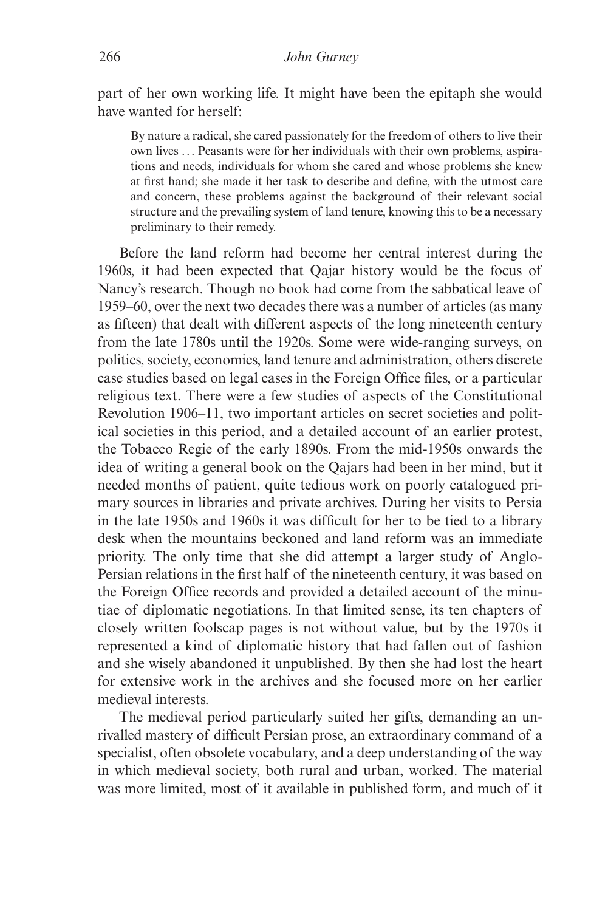part of her own working life. It might have been the epitaph she would have wanted for herself:

> By nature a radical, she cared passionately for the freedom of others to live their own lives … Peasants were for her individuals with their own problems, aspirations and needs, individuals for whom she cared and whose problems she knew at first hand; she made it her task to describe and define, with the utmost care and concern, these problems against the background of their relevant social structure and the prevailing system of land tenure, knowing this to be a necessary preliminary to their remedy.

Before the land reform had become her central interest during the 1960s, it had been expected that Qajar history would be the focus of Nancy's research. Though no book had come from the sabbatical leave of 1959–60, over the next two decades there was a number of articles (as many as fifteen) that dealt with different aspects of the long nineteenth century from the late 1780s until the 1920s. Some were wide-ranging surveys, on politics, society, economics, land tenure and administration, others discrete case studies based on legal cases in the Foreign Office files, or a particular religious text. There were a few studies of aspects of the Constitutional Revolution 1906–11, two important articles on secret societies and political societies in this period, and a detailed account of an earlier protest, the Tobacco Regie of the early 1890s. From the mid-1950s onwards the idea of writing a general book on the Qajars had been in her mind, but it needed months of patient, quite tedious work on poorly catalogued primary sources in libraries and private archives. During her visits to Persia in the late 1950s and 1960s it was difficult for her to be tied to a library desk when the mountains beckoned and land reform was an immediate priority. The only time that she did attempt a larger study of Anglo-Persian relations in the first half of the nineteenth century, it was based on the Foreign Office records and provided a detailed account of the minutiae of diplomatic negotiations. In that limited sense, its ten chapters of closely written foolscap pages is not without value, but by the 1970s it represented a kind of diplomatic history that had fallen out of fashion and she wisely abandoned it unpublished. By then she had lost the heart for extensive work in the archives and she focused more on her earlier medieval interests.

The medieval period particularly suited her gifts, demanding an unrivalled mastery of difficult Persian prose, an extraordinary command of a specialist, often obsolete vocabulary, and a deep understanding of the way in which medieval society, both rural and urban, worked. The material was more limited, most of it available in published form, and much of it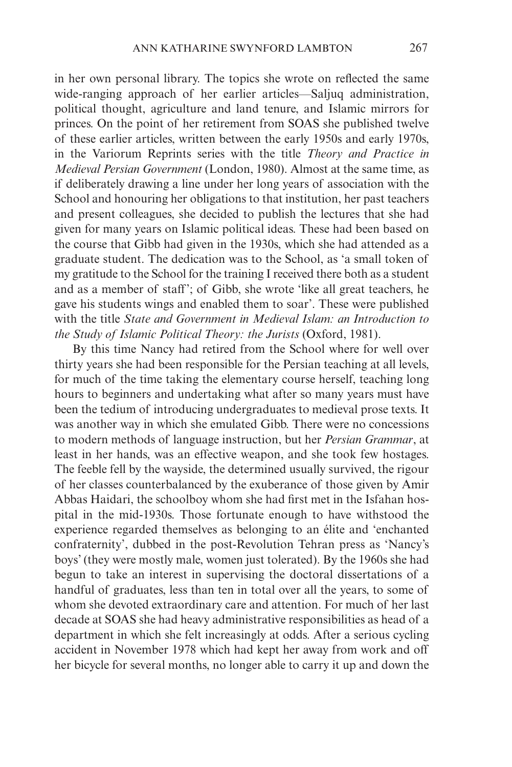in her own personal library. The topics she wrote on reflected the same wide-ranging approach of her earlier articles—Saljuq administration, political thought, agriculture and land tenure, and Islamic mirrors for princes. On the point of her retirement from SOAS she published twelve of these earlier articles, written between the early 1950s and early 1970s, in the Variorum Reprints series with the title *Theory and Practice in Medieval Persian Government* (London, 1980). Almost at the same time, as if deliberately drawing a line under her long years of association with the School and honouring her obligations to that institution, her past teachers and present colleagues, she decided to publish the lectures that she had given for many years on Islamic political ideas. These had been based on the course that Gibb had given in the 1930s, which she had attended as a graduate student. The dedication was to the School, as 'a small token of my gratitude to the School for the training I received there both as a student and as a member of staff'; of Gibb, she wrote 'like all great teachers, he gave his students wings and enabled them to soar'. These were published with the title *State and Government in Medieval Islam: an Introduction to the Study of Islamic Political Theory: the Jurists* (Oxford, 1981).

By this time Nancy had retired from the School where for well over thirty years she had been responsible for the Persian teaching at all levels, for much of the time taking the elementary course herself, teaching long hours to beginners and undertaking what after so many years must have been the tedium of introducing undergraduates to medieval prose texts. It was another way in which she emulated Gibb. There were no concessions to modern methods of language instruction, but her *Persian Grammar*, at least in her hands, was an effective weapon, and she took few hostages. The feeble fell by the wayside, the determined usually survived, the rigour of her classes counterbalanced by the exuberance of those given by Amir Abbas Haidari, the schoolboy whom she had first met in the Isfahan hospital in the mid-1930s. Those fortunate enough to have withstood the experience regarded themselves as belonging to an élite and 'enchanted confraternity', dubbed in the post-Revolution Tehran press as 'Nancy's boys' (they were mostly male, women just tolerated). By the 1960s she had begun to take an interest in supervising the doctoral dissertations of a handful of graduates, less than ten in total over all the years, to some of whom she devoted extraordinary care and attention. For much of her last decade at SOAS she had heavy administrative responsibilities as head of a department in which she felt increasingly at odds. After a serious cycling accident in November 1978 which had kept her away from work and off her bicycle for several months, no longer able to carry it up and down the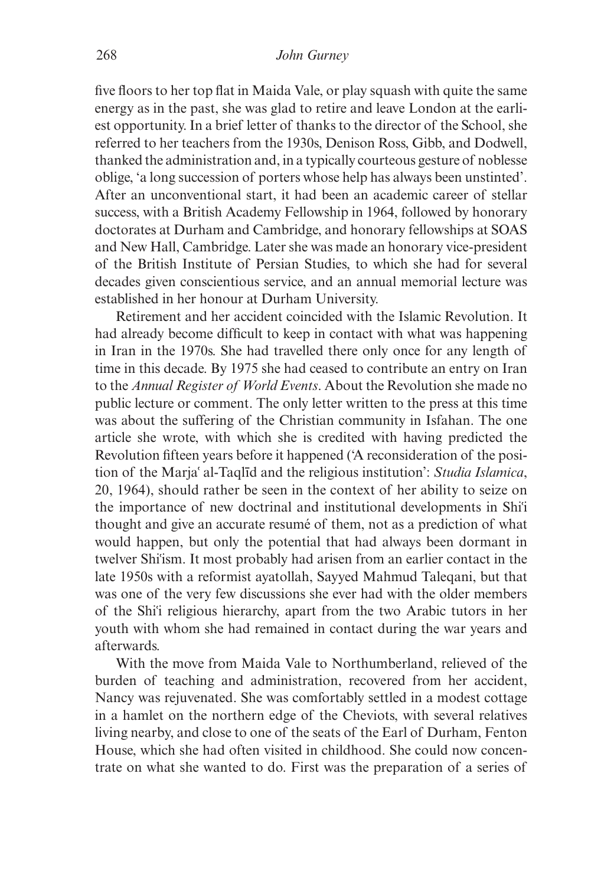five floors to her top flat in Maida Vale, or play squash with quite the same energy as in the past, she was glad to retire and leave London at the earliest opportunity. In a brief letter of thanks to the director of the School, she referred to her teachers from the 1930s, Denison Ross, Gibb, and Dodwell, thanked the administration and, in a typically courteous gesture of noblesse oblige, 'a long succession of porters whose help has always been unstinted'. After an unconventional start, it had been an academic career of stellar success, with a British Academy Fellowship in 1964, followed by honorary doctorates at Durham and Cambridge, and honorary fellowships at SOAS and New Hall, Cambridge. Later she was made an honorary vice-president of the British Institute of Persian Studies, to which she had for several decades given conscientious service, and an annual memorial lecture was established in her honour at Durham University.

Retirement and her accident coincided with the Islamic Revolution. It had already become difficult to keep in contact with what was happening in Iran in the 1970s. She had travelled there only once for any length of time in this decade. By 1975 she had ceased to contribute an entry on Iran to the *Annual Register of World Events*. About the Revolution she made no public lecture or comment. The only letter written to the press at this time was about the suffering of the Christian community in Isfahan. The one article she wrote, with which she is credited with having predicted the Revolution fifteen years before it happened ('A reconsideration of the position of the Marjaʿ al-Taqlīd and the religious institution': *Studia Islamica*, 20, 1964), should rather be seen in the context of her ability to seize on the importance of new doctrinal and institutional developments in Shiʿi thought and give an accurate resumé of them, not as a prediction of what would happen, but only the potential that had always been dormant in twelver Shiʿism. It most probably had arisen from an earlier contact in the late 1950s with a reformist ayatollah, Sayyed Mahmud Taleqani, but that was one of the very few discussions she ever had with the older members of the Shiʿi religious hierarchy, apart from the two Arabic tutors in her youth with whom she had remained in contact during the war years and afterwards.

With the move from Maida Vale to Northumberland, relieved of the burden of teaching and administration, recovered from her accident, Nancy was rejuvenated. She was comfortably settled in a modest cottage in a hamlet on the northern edge of the Cheviots, with several relatives living nearby, and close to one of the seats of the Earl of Durham, Fenton House, which she had often visited in childhood. She could now concentrate on what she wanted to do. First was the preparation of a series of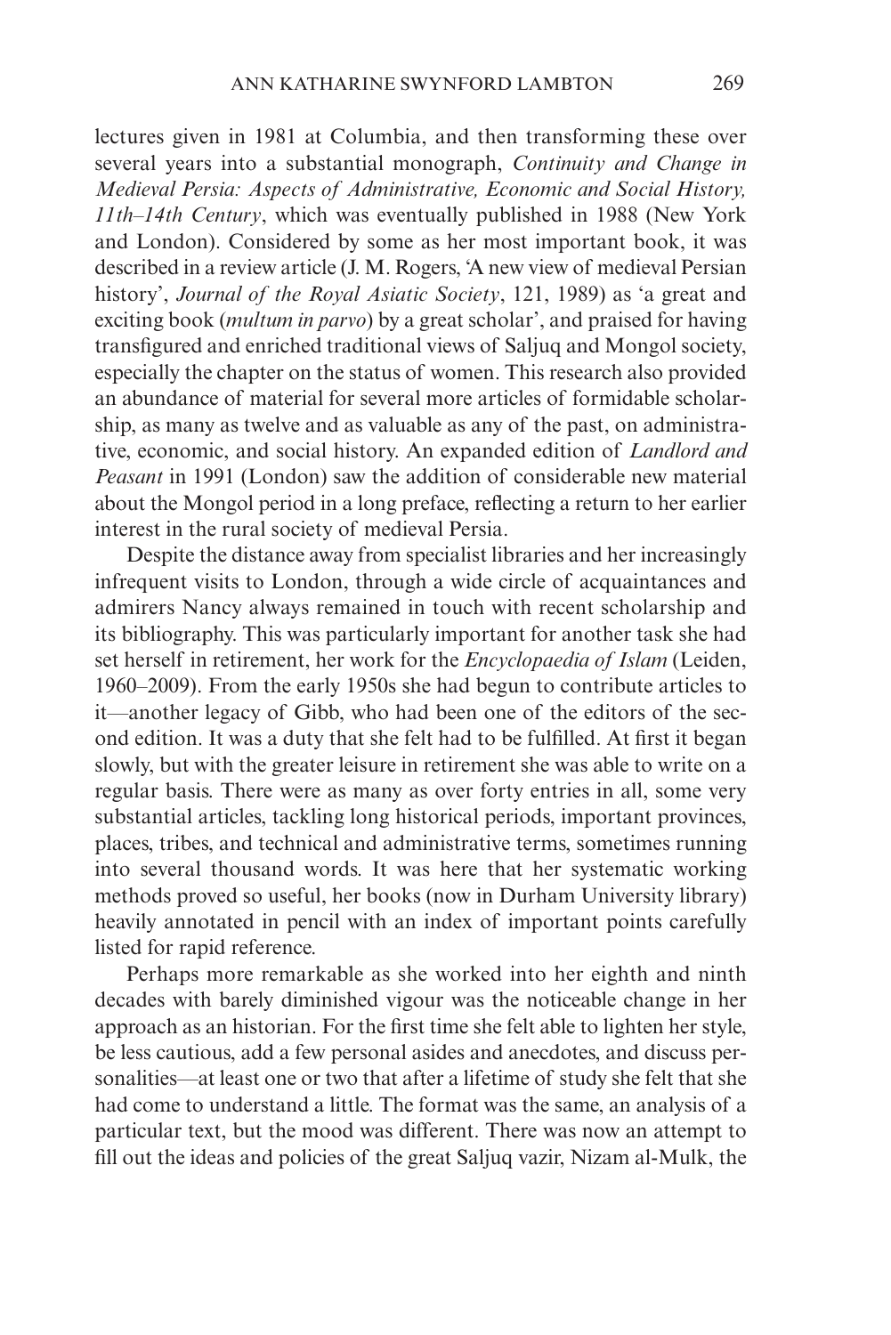lectures given in 1981 at Columbia, and then transforming these over several years into a substantial monograph, *Continuity and Change in Medieval Persia: Aspects of Administrative, Economic and Social History, 11th–14th Century*, which was eventually published in 1988 (New York and London). Considered by some as her most important book, it was described in a review article (J. M. Rogers, 'A new view of medieval Persian history', *Journal of the Royal Asiatic Society*, 121, 1989) as 'a great and exciting book (*multum in parvo*) by a great scholar', and praised for having transfigured and enriched traditional views of Saljuq and Mongol society, especially the chapter on the status of women. This research also provided an abundance of material for several more articles of formidable scholarship, as many as twelve and as valuable as any of the past, on administrative, economic, and social history. An expanded edition of *Landlord and Peasant* in 1991 (London) saw the addition of considerable new material about the Mongol period in a long preface, reflecting a return to her earlier interest in the rural society of medieval Persia.

Despite the distance away from specialist libraries and her increasingly infrequent visits to London, through a wide circle of acquaintances and admirers Nancy always remained in touch with recent scholarship and its bibliography. This was particularly important for another task she had set herself in retirement, her work for the *Encyclopaedia of Islam* (Leiden, 1960–2009). From the early 1950s she had begun to contribute articles to it—another legacy of Gibb, who had been one of the editors of the second edition. It was a duty that she felt had to be fulfilled. At first it began slowly, but with the greater leisure in retirement she was able to write on a regular basis. There were as many as over forty entries in all, some very substantial articles, tackling long historical periods, important provinces, places, tribes, and technical and administrative terms, sometimes running into several thousand words. It was here that her systematic working methods proved so useful, her books (now in Durham University library) heavily annotated in pencil with an index of important points carefully listed for rapid reference.

Perhaps more remarkable as she worked into her eighth and ninth decades with barely diminished vigour was the noticeable change in her approach as an historian. For the first time she felt able to lighten her style, be less cautious, add a few personal asides and anecdotes, and discuss personalities—at least one or two that after a lifetime of study she felt that she had come to understand a little. The format was the same, an analysis of a particular text, but the mood was different. There was now an attempt to fill out the ideas and policies of the great Saljuq vazir, Nizam al-Mulk, the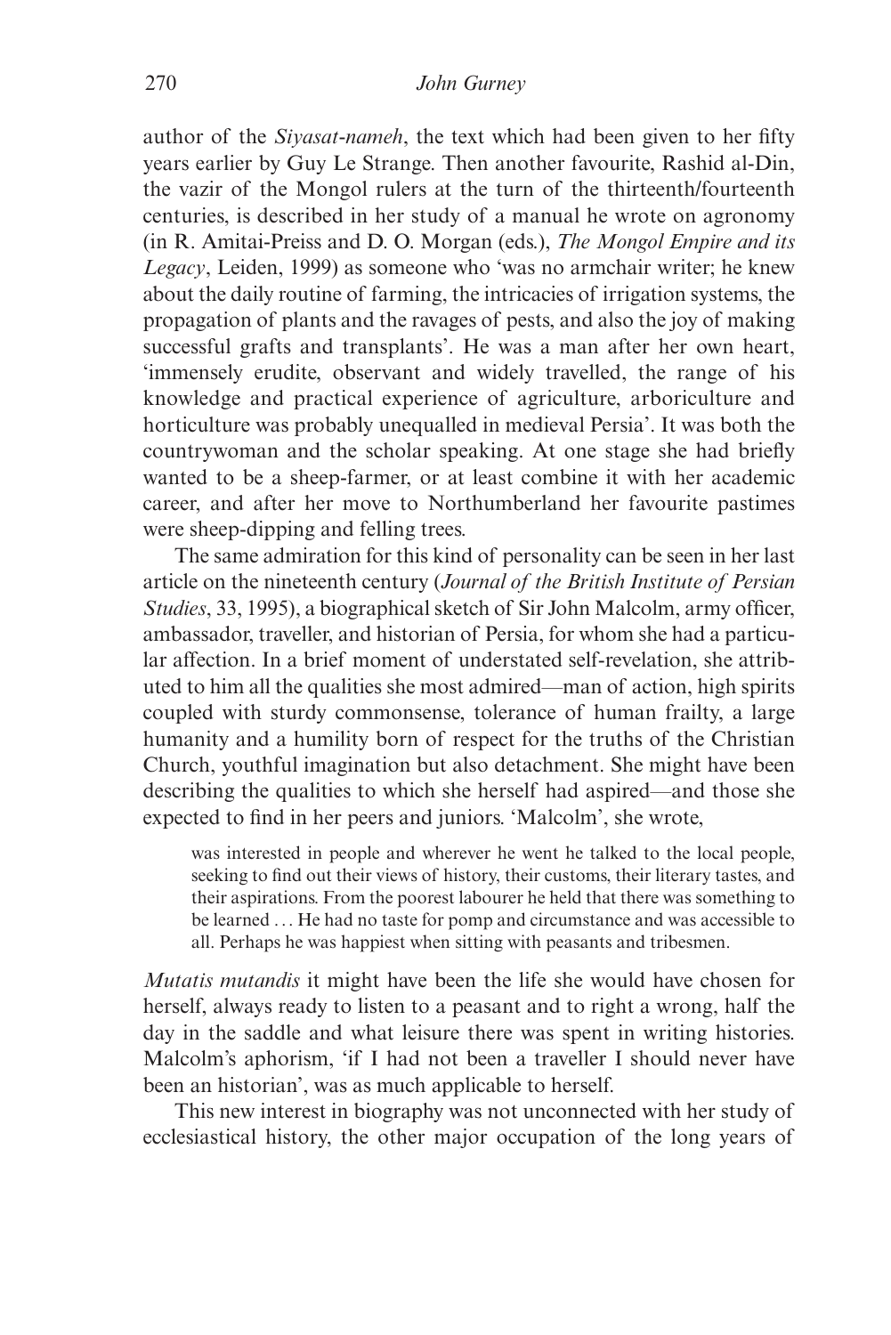author of the *Siyasat-nameh*, the text which had been given to her fifty years earlier by Guy Le Strange. Then another favourite, Rashid al-Din, the vazir of the Mongol rulers at the turn of the thirteenth/fourteenth centuries, is described in her study of a manual he wrote on agronomy (in R. Amitai-Preiss and D. O. Morgan (eds.), *The Mongol Empire and its Legacy*, Leiden, 1999) as someone who 'was no armchair writer; he knew about the daily routine of farming, the intricacies of irrigation systems, the propagation of plants and the ravages of pests, and also the joy of making successful grafts and transplants'. He was a man after her own heart, 'immensely erudite, observant and widely travelled, the range of his knowledge and practical experience of agriculture, arboriculture and horticulture was probably unequalled in medieval Persia'. It was both the countrywoman and the scholar speaking. At one stage she had briefly wanted to be a sheep-farmer, or at least combine it with her academic career, and after her move to Northumberland her favourite pastimes were sheep-dipping and felling trees.

The same admiration for this kind of personality can be seen in her last article on the nineteenth century (*Journal of the British Institute of Persian Studies*, 33, 1995), a biographical sketch of Sir John Malcolm, army officer, ambassador, traveller, and historian of Persia, for whom she had a particular affection. In a brief moment of understated self-revelation, she attributed to him all the qualities she most admired—man of action, high spirits coupled with sturdy commonsense, tolerance of human frailty, a large humanity and a humility born of respect for the truths of the Christian Church, youthful imagination but also detachment. She might have been describing the qualities to which she herself had aspired—and those she expected to find in her peers and juniors. 'Malcolm', she wrote,

> was interested in people and wherever he went he talked to the local people, seeking to find out their views of history, their customs, their literary tastes, and their aspirations. From the poorest labourer he held that there was something to be learned . . . He had no taste for pomp and circumstance and was accessible to all. Perhaps he was happiest when sitting with peasants and tribesmen.

*Mutatis mutandis* it might have been the life she would have chosen for herself, always ready to listen to a peasant and to right a wrong, half the day in the saddle and what leisure there was spent in writing histories. Malcolm's aphorism, 'if I had not been a traveller I should never have been an historian', was as much applicable to herself.

This new interest in biography was not unconnected with her study of ecclesiastical history, the other major occupation of the long years of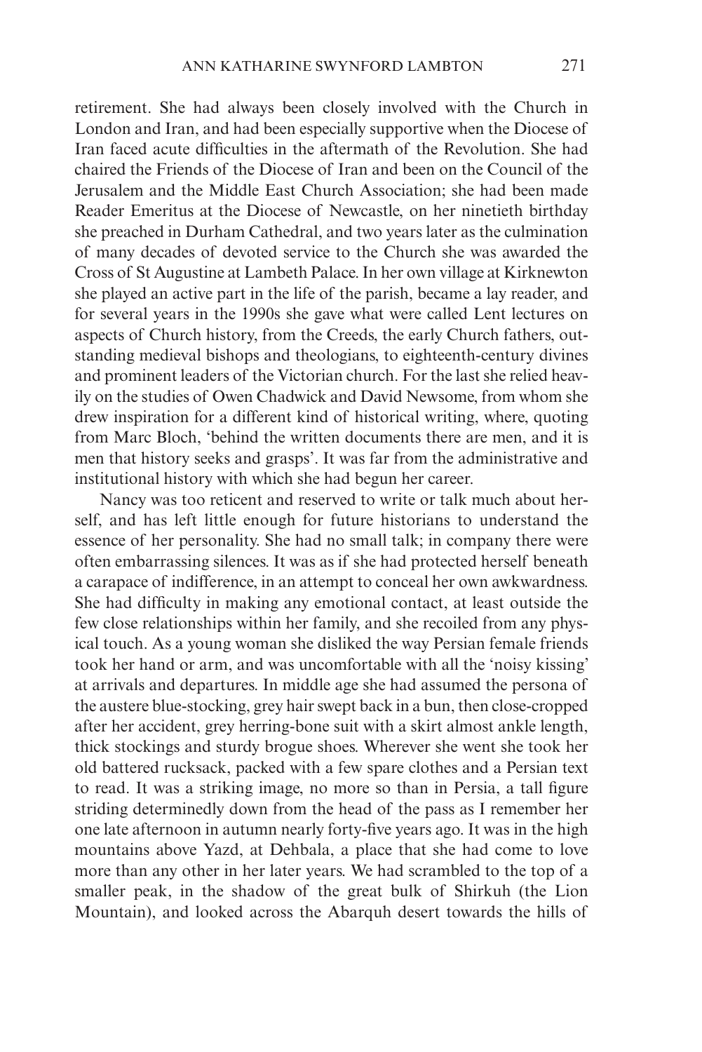retirement. She had always been closely involved with the Church in London and Iran, and had been especially supportive when the Diocese of Iran faced acute difficulties in the aftermath of the Revolution. She had chaired the Friends of the Diocese of Iran and been on the Council of the Jerusalem and the Middle East Church Association; she had been made Reader Emeritus at the Diocese of Newcastle, on her ninetieth birthday she preached in Durham Cathedral, and two years later as the culmination of many decades of devoted service to the Church she was awarded the Cross of St Augustine at Lambeth Palace. In her own village at Kirknewton she played an active part in the life of the parish, became a lay reader, and for several years in the 1990s she gave what were called Lent lectures on aspects of Church history, from the Creeds, the early Church fathers, outstanding medieval bishops and theologians, to eighteenth-century divines and prominent leaders of the Victorian church. For the last she relied heavily on the studies of Owen Chadwick and David Newsome, from whom she drew inspiration for a different kind of historical writing, where, quoting from Marc Bloch, 'behind the written documents there are men, and it is men that history seeks and grasps'. It was far from the administrative and institutional history with which she had begun her career.

Nancy was too reticent and reserved to write or talk much about herself, and has left little enough for future historians to understand the essence of her personality. She had no small talk; in company there were often embarrassing silences. It was as if she had protected herself beneath a carapace of indifference, in an attempt to conceal her own awkwardness. She had difficulty in making any emotional contact, at least outside the few close relationships within her family, and she recoiled from any physical touch. As a young woman she disliked the way Persian female friends took her hand or arm, and was uncomfortable with all the 'noisy kissing' at arrivals and departures. In middle age she had assumed the persona of the austere blue-stocking, grey hair swept back in a bun, then close-cropped after her accident, grey herring-bone suit with a skirt almost ankle length, thick stockings and sturdy brogue shoes. Wherever she went she took her old battered rucksack, packed with a few spare clothes and a Persian text to read. It was a striking image, no more so than in Persia, a tall figure striding determinedly down from the head of the pass as I remember her one late afternoon in autumn nearly forty-five years ago. It was in the high mountains above Yazd, at Dehbala, a place that she had come to love more than any other in her later years. We had scrambled to the top of a smaller peak, in the shadow of the great bulk of Shirkuh (the Lion Mountain), and looked across the Abarquh desert towards the hills of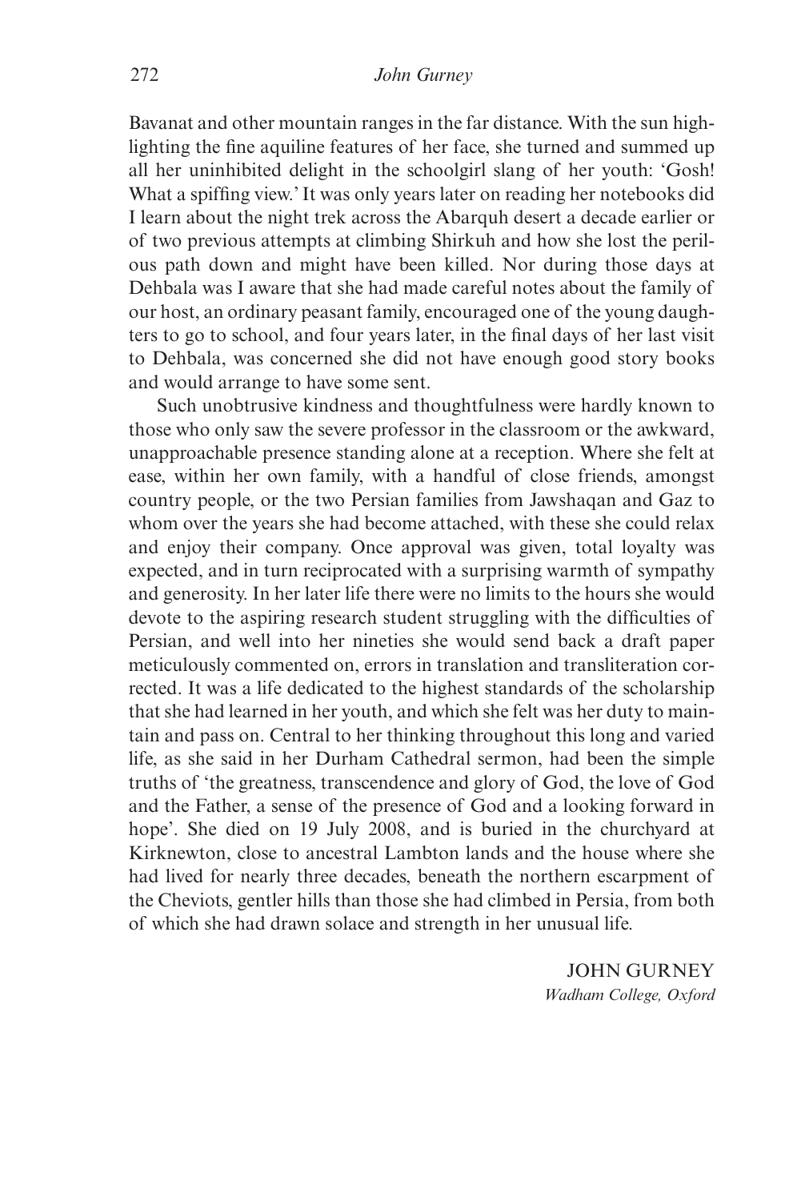Bavanat and other mountain ranges in the far distance. With the sun highlighting the fine aquiline features of her face, she turned and summed up all her uninhibited delight in the schoolgirl slang of her youth: 'Gosh! What a spiffing view.' It was only years later on reading her notebooks did I learn about the night trek across the Abarquh desert a decade earlier or of two previous attempts at climbing Shirkuh and how she lost the perilous path down and might have been killed. Nor during those days at Dehbala was I aware that she had made careful notes about the family of our host, an ordinary peasant family, encouraged one of the young daughters to go to school, and four years later, in the final days of her last visit to Dehbala, was concerned she did not have enough good story books and would arrange to have some sent.

Such unobtrusive kindness and thoughtfulness were hardly known to those who only saw the severe professor in the classroom or the awkward, unapproachable presence standing alone at a reception. Where she felt at ease, within her own family, with a handful of close friends, amongst country people, or the two Persian families from Jawshaqan and Gaz to whom over the years she had become attached, with these she could relax and enjoy their company. Once approval was given, total loyalty was expected, and in turn reciprocated with a surprising warmth of sympathy and generosity. In her later life there were no limits to the hours she would devote to the aspiring research student struggling with the difficulties of Persian, and well into her nineties she would send back a draft paper meticulously commented on, errors in translation and transliteration corrected. It was a life dedicated to the highest standards of the scholarship that she had learned in her youth, and which she felt was her duty to maintain and pass on. Central to her thinking throughout this long and varied life, as she said in her Durham Cathedral sermon, had been the simple truths of 'the greatness, transcendence and glory of God, the love of God and the Father, a sense of the presence of God and a looking forward in hope'. She died on 19 July 2008, and is buried in the churchyard at Kirknewton, close to ancestral Lambton lands and the house where she had lived for nearly three decades, beneath the northern escarpment of the Cheviots, gentler hills than those she had climbed in Persia, from both of which she had drawn solace and strength in her unusual life.

JOHN GURNEY
*Wadham College, Oxford*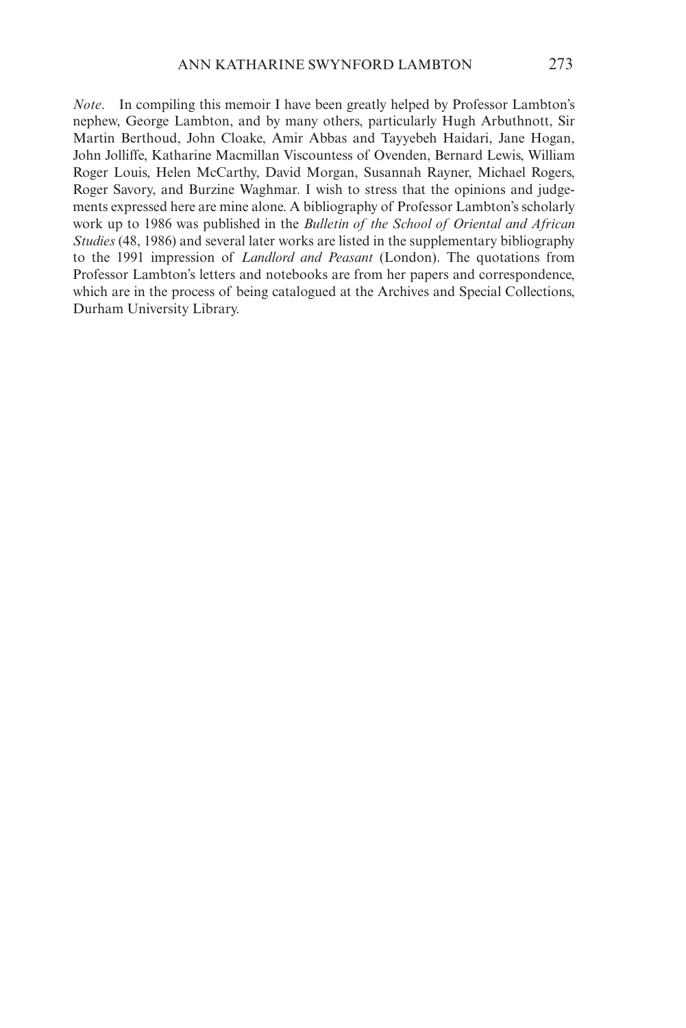*Note*. In compiling this memoir I have been greatly helped by Professor Lambton's nephew, George Lambton, and by many others, particularly Hugh Arbuthnott, Sir Martin Berthoud, John Cloake, Amir Abbas and Tayyebeh Haidari, Jane Hogan, John Jolliffe, Katharine Macmillan Viscountess of Ovenden, Bernard Lewis, William Roger Louis, Helen McCarthy, David Morgan, Susannah Rayner, Michael Rogers, Roger Savory, and Burzine Waghmar. I wish to stress that the opinions and judgements expressed here are mine alone. A bibliography of Professor Lambton's scholarly work up to 1986 was published in the *Bulletin of the School of Oriental and African Studies* (48, 1986) and several later works are listed in the supplementary bibliography to the 1991 impression of *Landlord and Peasant* (London). The quotations from Professor Lambton's letters and notebooks are from her papers and correspondence, which are in the process of being catalogued at the Archives and Special Collections, Durham University Library.